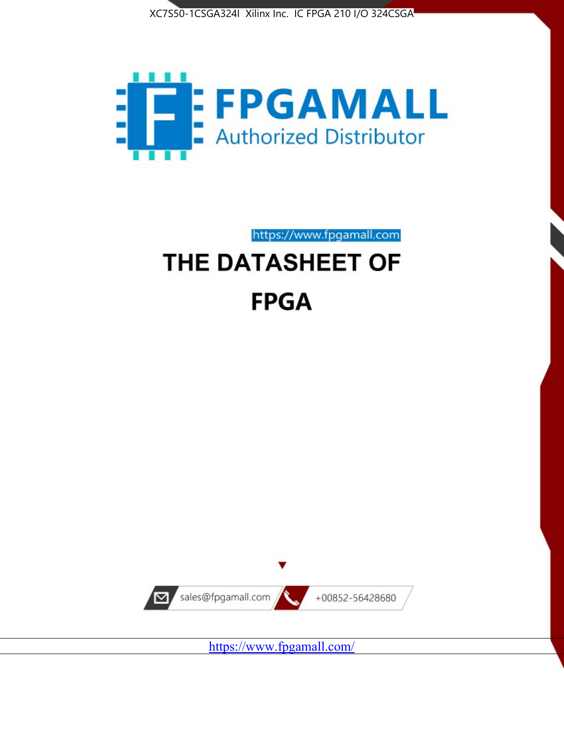XC7S50-1CSGA324I Xilinx Inc. IC FPGA 210 I/O 324CSGA

FPGAMALL

Authorized Distributor

https://www.fpgamall.com

# THE DATASHEET OF

# FPGA

sales@fpgamall.com

+00852-56428680

https://www.fpgamall.com/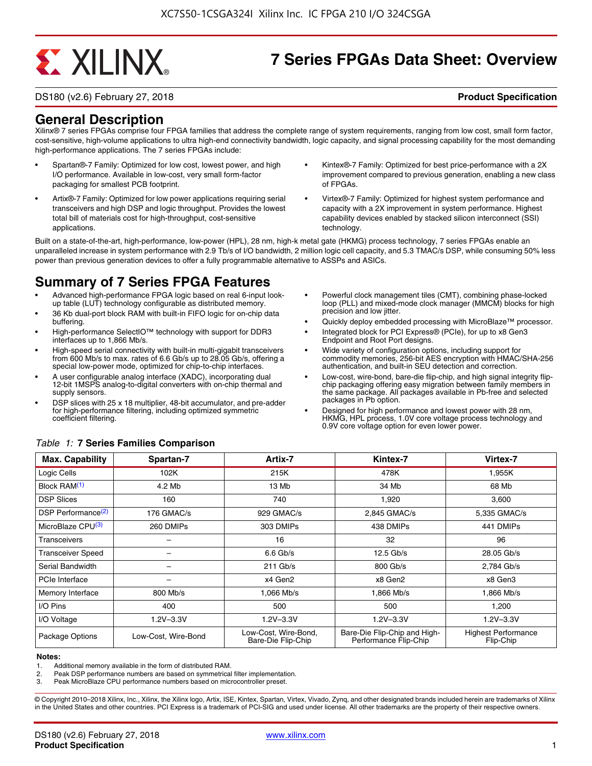# 7 Series FPGAs Data Sheet: Overview

DS180 (v2.6) February 27, 2018 **Product Specification**

## General Description

Xilinx® 7 series FPGAs comprise four FPGA families that address the complete range of system requirements, ranging from low cost, small form factor, cost-sensitive, high-volume applications to ultra high-end connectivity bandwidth, logic capacity, and signal processing capability for the most demanding high-performance applications. The 7 series FPGAs include:

- Spartan®-7 Family: Optimized for low cost, lowest power, and high I/O performance. Available in low-cost, very small form-factor packaging for smallest PCB footprint.
- Artix®-7 Family: Optimized for low power applications requiring serial transceivers and high DSP and logic throughput. Provides the lowest total bill of materials cost for high-throughput, cost-sensitive applications.
- Kintex®-7 Family: Optimized for best price-performance with a 2X improvement compared to previous generation, enabling a new class of FPGAs.
- Virtex®-7 Family: Optimized for highest system performance and capacity with a 2X improvement in system performance. Highest capability devices enabled by stacked silicon interconnect (SSI) technology.

Built on a state-of-the-art, high-performance, low-power (HPL), 28 nm, high-k metal gate (HKMG) process technology, 7 series FPGAs enable an unparalleled increase in system performance with 2.9 Tb/s of I/O bandwidth, 2 million logic cell capacity, and 5.3 TMAC/s DSP, while consuming 50% less power than previous generation devices to offer a fully programmable alternative to ASSPs and ASICs.

## Summary of 7 Series FPGA Features

- Advanced high-performance FPGA logic based on real 6-input look-up table (LUT) technology configurable as distributed memory.
- 36 Kb dual-port block RAM with built-in FIFO logic for on-chip data buffering.
- High-performance SelectIO™ technology with support for DDR3 interfaces up to 1,866 Mb/s.
- High-speed serial connectivity with built-in multi-gigabit transceivers from 600 Mb/s to max. rates of 6.6 Gb/s up to 28.05 Gb/s, offering a special low-power mode, optimized for chip-to-chip interfaces.
- A user configurable analog interface (XADC), incorporating dual 12-bit 1MSPS analog-to-digital converters with on-chip thermal and supply sensors.
- DSP slices with 25 x 18 multiplier, 48-bit accumulator, and pre-adder for high-performance filtering, including optimized symmetric coefficient filtering.
- Powerful clock management tiles (CMT), combining phase-locked loop (PLL) and mixed-mode clock manager (MMCM) blocks for high precision and low jitter.
- Quickly deploy embedded processing with MicroBlaze™ processor.
- Integrated block for PCI Express® (PCIe), for up to x8 Gen3 Endpoint and Root Port designs.
- Wide variety of configuration options, including support for commodity memories, 256-bit AES encryption with HMAC/SHA-256 authentication, and built-in SEU detection and correction.
- Low-cost, wire-bond, bare-die flip-chip, and high signal integrity flip-chip packaging offering easy migration between family members in the same package. All packages available in Pb-free and selected packages in Pb option.
- Designed for high performance and lowest power with 28 nm, HKMG, HPL process, 1.0V core voltage process technology and 0.9V core voltage option for even lower power.

*Table 1:* **7 Series Families Comparison**

| Max. Capability | Spartan-7 | Artix-7 | Kintex-7 | Virtex-7 |
|---|---|---|---|---|
| Logic Cells | 102K | 215K | 478K | 1,955K |
| Block RAM(1) | 4.2 Mb | 13 Mb | 34 Mb | 68 Mb |
| DSP Slices | 160 | 740 | 1,920 | 3,600 |
| DSP Performance(2) | 176 GMAC/s | 929 GMAC/s | 2,845 GMAC/s | 5,335 GMAC/s |
| MicroBlaze CPU(3) | 260 DMIPs | 303 DMIPs | 438 DMIPs | 441 DMIPs |
| Transceivers | – | 16 | 32 | 96 |
| Transceiver Speed | – | 6.6 Gb/s | 12.5 Gb/s | 28.05 Gb/s |
| Serial Bandwidth | – | 211 Gb/s | 800 Gb/s | 2,784 Gb/s |
| PCIe Interface | – | x4 Gen2 | x8 Gen2 | x8 Gen3 |
| Memory Interface | 800 Mb/s | 1,066 Mb/s | 1,866 Mb/s | 1,866 Mb/s |
| I/O Pins | 400 | 500 | 500 | 1,200 |
| I/O Voltage | 1.2V–3.3V | 1.2V–3.3V | 1.2V–3.3V | 1.2V–3.3V |
| Package Options | Low-Cost, Wire-Bond | Low-Cost, Wire-Bond, Bare-Die Flip-Chip | Bare-Die Flip-Chip and High-Performance Flip-Chip | Highest Performance Flip-Chip |

**Notes:**

1. Additional memory available in the form of distributed RAM.
2. Peak DSP performance numbers are based on symmetrical filter implementation.
3. Peak MicroBlaze CPU performance numbers based on microcontroller preset.

© Copyright 2010–2018 Xilinx, Inc., Xilinx, the Xilinx logo, Artix, ISE, Kintex, Spartan, Virtex, Vivado, Zynq, and other designated brands included herein are trademarks of Xilinx in the United States and other countries. PCI Express is a trademark of PCI-SIG and used under license. All other trademarks are the property of their respective owners.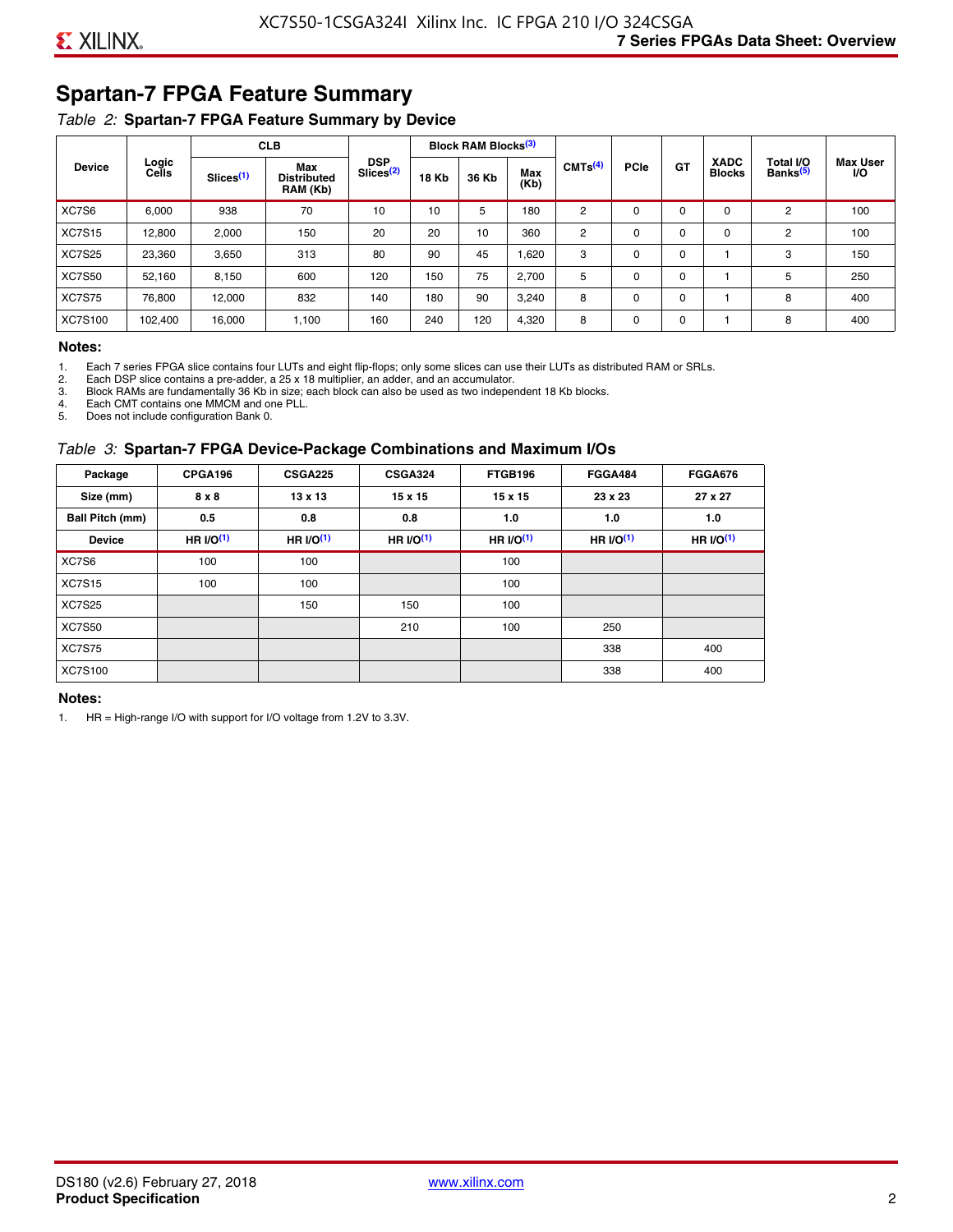## Spartan-7 FPGA Feature Summary

*Table 2:* **Spartan-7 FPGA Feature Summary by Device**

| Device | Logic Cells | CLB | | DSP Slices[(2)] | Block RAM Blocks[(3)] | | | CMTs[(4)] | PCIe | GT | XADC Blocks | Total I/O Banks[(5)] | Max User I/O |
|---|---|---|---|---|---|---|---|---|---|---|---|---|---|
| | | Slices[(1)] | Max Distributed RAM (Kb) | | 18 Kb | 36 Kb | Max (Kb) | | | | | | |
| XC7S6 | 6,000 | 938 | 70 | 10 | 10 | 5 | 180 | 2 | 0 | 0 | 0 | 2 | 100 |
| XC7S15 | 12,800 | 2,000 | 150 | 20 | 20 | 10 | 360 | 2 | 0 | 0 | 0 | 2 | 100 |
| XC7S25 | 23,360 | 3,650 | 313 | 80 | 90 | 45 | 1,620 | 3 | 0 | 0 | 1 | 3 | 150 |
| XC7S50 | 52,160 | 8,150 | 600 | 120 | 150 | 75 | 2,700 | 5 | 0 | 0 | 1 | 5 | 250 |
| XC7S75 | 76,800 | 12,000 | 832 | 140 | 180 | 90 | 3,240 | 8 | 0 | 0 | 1 | 8 | 400 |
| XC7S100 | 102,400 | 16,000 | 1,100 | 160 | 240 | 120 | 4,320 | 8 | 0 | 0 | 1 | 8 | 400 |

**Notes:**

1. Each 7 series FPGA slice contains four LUTs and eight flip-flops; only some slices can use their LUTs as distributed RAM or SRLs.
2. Each DSP slice contains a pre-adder, a 25 x 18 multiplier, an adder, and an accumulator.
3. Block RAMs are fundamentally 36 Kb in size; each block can also be used as two independent 18 Kb blocks.
4. Each CMT contains one MMCM and one PLL.
5. Does not include configuration Bank 0.

*Table 3:* **Spartan-7 FPGA Device-Package Combinations and Maximum I/Os**

| Package | CPGA196 | CSGA225 | CSGA324 | FTGB196 | FGGA484 | FGGA676 |
|---|---|---|---|---|---|---|
| Size (mm) | 8 x 8 | 13 x 13 | 15 x 15 | 15 x 15 | 23 x 23 | 27 x 27 |
| Ball Pitch (mm) | 0.5 | 0.8 | 0.8 | 1.0 | 1.0 | 1.0 |
| Device | HR I/O[(1)] | HR I/O[(1)] | HR I/O[(1)] | HR I/O[(1)] | HR I/O[(1)] | HR I/O[(1)] |
| XC7S6 | 100 | 100 | | 100 | | |
| XC7S15 | 100 | 100 | | 100 | | |
| XC7S25 | | 150 | 150 | 100 | | |
| XC7S50 | | | 210 | 100 | 250 | |
| XC7S75 | | | | | 338 | 400 |
| XC7S100 | | | | | 338 | 400 |

**Notes:**

1. HR = High-range I/O with support for I/O voltage from 1.2V to 3.3V.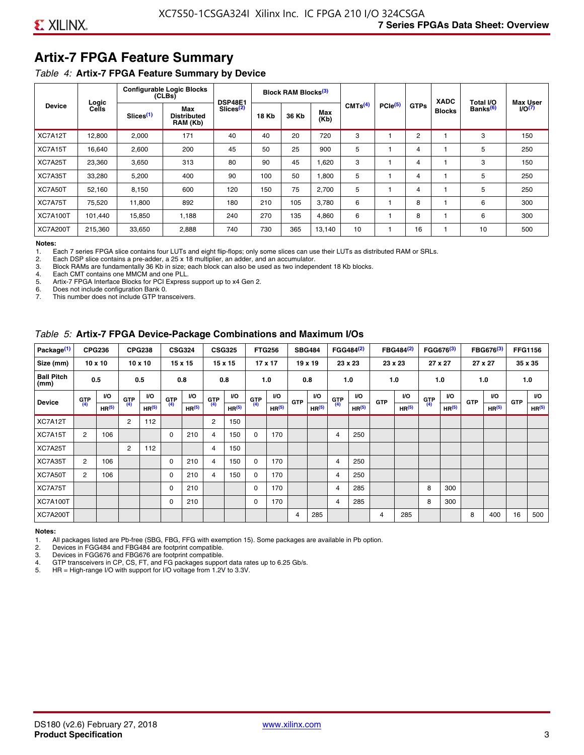## Artix-7 FPGA Feature Summary

*Table 4:* **Artix-7 FPGA Feature Summary by Device**

| Device | Logic Cells | Configurable Logic Blocks (CLBs) | | DSP48E1 Slices[2] | Block RAM Blocks[3] | | | CMTs[4] | PCIe[5] | GTPs | XADC Blocks | Total I/O Banks[6] | Max User I/O[7] |
|---|---|---|---|---|---|---|---|---|---|---|---|---|---|
| | | Slices[1] | Max Distributed RAM (Kb) | | 18 Kb | 36 Kb | Max (Kb) | | | | | | |
| XC7A12T | 12,800 | 2,000 | 171 | 40 | 40 | 20 | 720 | 3 | 1 | 2 | 1 | 3 | 150 |
| XC7A15T | 16,640 | 2,600 | 200 | 45 | 50 | 25 | 900 | 5 | 1 | 4 | 1 | 5 | 250 |
| XC7A25T | 23,360 | 3,650 | 313 | 80 | 90 | 45 | 1,620 | 3 | 1 | 4 | 1 | 3 | 150 |
| XC7A35T | 33,280 | 5,200 | 400 | 90 | 100 | 50 | 1,800 | 5 | 1 | 4 | 1 | 5 | 250 |
| XC7A50T | 52,160 | 8,150 | 600 | 120 | 150 | 75 | 2,700 | 5 | 1 | 4 | 1 | 5 | 250 |
| XC7A75T | 75,520 | 11,800 | 892 | 180 | 210 | 105 | 3,780 | 6 | 1 | 8 | 1 | 6 | 300 |
| XC7A100T | 101,440 | 15,850 | 1,188 | 240 | 270 | 135 | 4,860 | 6 | 1 | 8 | 1 | 6 | 300 |
| XC7A200T | 215,360 | 33,650 | 2,888 | 740 | 730 | 365 | 13,140 | 10 | 1 | 16 | 1 | 10 | 500 |

**Notes:**

1. Each 7 series FPGA slice contains four LUTs and eight flip-flops; only some slices can use their LUTs as distributed RAM or SRLs.
2. Each DSP slice contains a pre-adder, a 25 x 18 multiplier, an adder, and an accumulator.
3. Block RAMs are fundamentally 36 Kb in size; each block can also be used as two independent 18 Kb blocks.
4. Each CMT contains one MMCM and one PLL.
5. Artix-7 FPGA Interface Blocks for PCI Express support up to x4 Gen 2.
6. Does not include configuration Bank 0.
7. This number does not include GTP transceivers.

*Table 5:* **Artix-7 FPGA Device-Package Combinations and Maximum I/Os**

| Package[1] | CPG236 | | CPG238 | | CSG324 | | CSG325 | | FTG256 | | SBG484 | | FGG484[2] | | FBG484[2] | | FGG676[3] | | FBG676[3] | | FFG1156 | |
|---|---|---|---|---|---|---|---|---|---|---|---|---|---|---|---|---|---|---|---|---|---|---|
| Size (mm) | 10 x 10 | | 10 x 10 | | 15 x 15 | | 15 x 15 | | 17 x 17 | | 19 x 19 | | 23 x 23 | | 23 x 23 | | 27 x 27 | | 27 x 27 | | 35 x 35 | |
| Ball Pitch (mm) | 0.5 | | 0.5 | | 0.8 | | 0.8 | | 1.0 | | 0.8 | | 1.0 | | 1.0 | | 1.0 | | 1.0 | | 1.0 | |
| Device | GTP[4] | I/O HR[5] | GTP[4] | I/O HR[5] | GTP[4] | I/O HR[5] | GTP[4] | I/O HR[5] | GTP[4] | I/O HR[5] | GTP | I/O HR[5] | GTP[4] | I/O HR[5] | GTP | I/O HR[5] | GTP[4] | I/O HR[5] | GTP | I/O HR[5] | GTP | I/O HR[5] |
| XC7A12T | | | 2 | 112 | | | 2 | 150 | | | | | | | | | | | | | | |
| XC7A15T | 2 | 106 | | | 0 | 210 | 4 | 150 | 0 | 170 | | | 4 | 250 | | | | | | | | |
| XC7A25T | | | 2 | 112 | | | 4 | 150 | | | | | | | | | | | | | | |
| XC7A35T | 2 | 106 | | | 0 | 210 | 4 | 150 | 0 | 170 | | | 4 | 250 | | | | | | | | |
| XC7A50T | 2 | 106 | | | 0 | 210 | 4 | 150 | 0 | 170 | | | 4 | 250 | | | | | | | | |
| XC7A75T | | | | | 0 | 210 | | | 0 | 170 | | | 4 | 285 | | | 8 | 300 | | | | |
| XC7A100T | | | | | 0 | 210 | | | 0 | 170 | | | 4 | 285 | | | 8 | 300 | | | | |
| XC7A200T | | | | | | | | | | | 4 | 285 | | | 4 | 285 | | | 8 | 400 | 16 | 500 |

**Notes:**

1. All packages listed are Pb-free (SBG, FBG, FFG with exemption 15). Some packages are available in Pb option.
2. Devices in FGG484 and FBG484 are footprint compatible.
3. Devices in FGG676 and FBG676 are footprint compatible.
4. GTP transceivers in CP, CS, FT, and FG packages support data rates up to 6.25 Gb/s.
5. HR = High-range I/O with support for I/O voltage from 1.2V to 3.3V.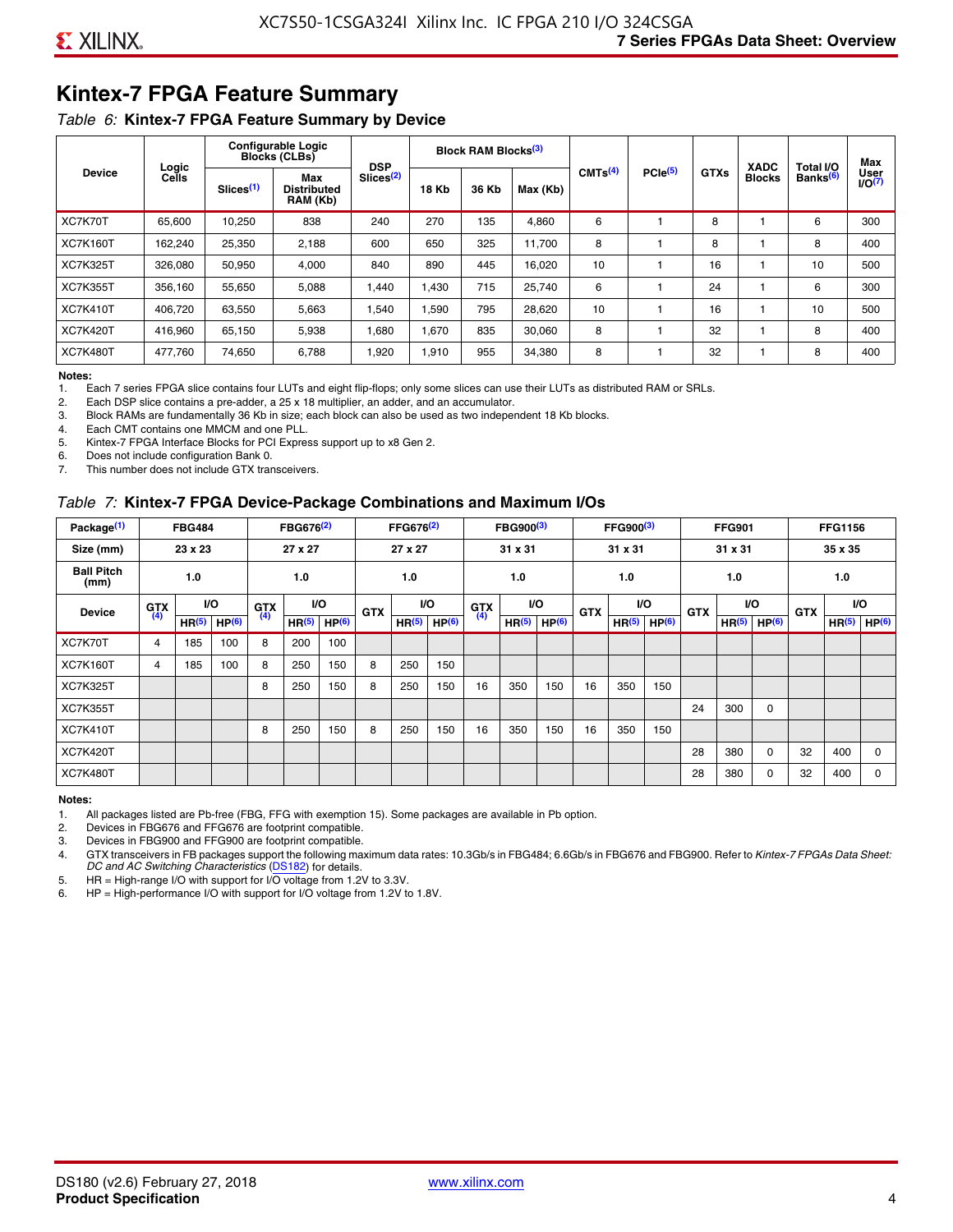## Kintex-7 FPGA Feature Summary

*Table 6:* **Kintex-7 FPGA Feature Summary by Device**

| Device | Logic Cells | Configurable Logic Blocks (CLBs) | | DSP Slices[2] | Block RAM Blocks[3] | | | CMTs[4] | PCIe[5] | GTXs | XADC Blocks | Total I/O Banks[6] | Max User I/O[7] |
|---|---|---|---|---|---|---|---|---|---|---|---|---|---|
| | | Slices[1] | Max Distributed RAM (Kb) | | 18 Kb | 36 Kb | Max (Kb) | | | | | | |
| XC7K70T | 65,600 | 10,250 | 838 | 240 | 270 | 135 | 4,860 | 6 | 1 | 8 | 1 | 6 | 300 |
| XC7K160T | 162,240 | 25,350 | 2,188 | 600 | 650 | 325 | 11,700 | 8 | 1 | 8 | 1 | 8 | 400 |
| XC7K325T | 326,080 | 50,950 | 4,000 | 840 | 890 | 445 | 16,020 | 10 | 1 | 16 | 1 | 10 | 500 |
| XC7K355T | 356,160 | 55,650 | 5,088 | 1,440 | 1,430 | 715 | 25,740 | 6 | 1 | 24 | 1 | 6 | 300 |
| XC7K410T | 406,720 | 63,550 | 5,663 | 1,540 | 1,590 | 795 | 28,620 | 10 | 1 | 16 | 1 | 10 | 500 |
| XC7K420T | 416,960 | 65,150 | 5,938 | 1,680 | 1,670 | 835 | 30,060 | 8 | 1 | 32 | 1 | 8 | 400 |
| XC7K480T | 477,760 | 74,650 | 6,788 | 1,920 | 1,910 | 955 | 34,380 | 8 | 1 | 32 | 1 | 8 | 400 |

**Notes:**

1. Each 7 series FPGA slice contains four LUTs and eight flip-flops; only some slices can use their LUTs as distributed RAM or SRLs.
2. Each DSP slice contains a pre-adder, a 25 x 18 multiplier, an adder, and an accumulator.
3. Block RAMs are fundamentally 36 Kb in size; each block can also be used as two independent 18 Kb blocks.
4. Each CMT contains one MMCM and one PLL.
5. Kintex-7 FPGA Interface Blocks for PCI Express support up to x8 Gen 2.
6. Does not include configuration Bank 0.
7. This number does not include GTX transceivers.

*Table 7:* **Kintex-7 FPGA Device-Package Combinations and Maximum I/Os**

| Package[1] | FBG484 | | | FBG676[2] | | | FFG676[2] | | | FBG900[3] | | | FFG900[3] | | | FFG901 | | | FFG1156 | | |
|---|---|---|---|---|---|---|---|---|---|---|---|---|---|---|---|---|---|---|---|---|---|
| Size (mm) | 23 x 23 | | | 27 x 27 | | | 27 x 27 | | | 31 x 31 | | | 31 x 31 | | | 31 x 31 | | | 35 x 35 | | |
| Ball Pitch (mm) | 1.0 | | | 1.0 | | | 1.0 | | | 1.0 | | | 1.0 | | | 1.0 | | | 1.0 | | |
| Device | GTX[4] | I/O | | GTX[4] | I/O | | GTX | I/O | | GTX[4] | I/O | | GTX | I/O | | GTX | I/O | | GTX | I/O | |
| | | HR[5] | HP[6] | | HR[5] | HP[6] | | HR[5] | HP[6] | | HR[5] | HP[6] | | HR[5] | HP[6] | | HR[5] | HP[6] | | HR[5] | HP[6] |
| XC7K70T | 4 | 185 | 100 | 8 | 200 | 100 | | | | | | | | | | | | | | | |
| XC7K160T | 4 | 185 | 100 | 8 | 250 | 150 | 8 | 250 | 150 | | | | | | | | | | | | |
| XC7K325T | | | | 8 | 250 | 150 | 8 | 250 | 150 | 16 | 350 | 150 | 16 | 350 | 150 | | | | | | |
| XC7K355T | | | | | | | | | | | | | | | | 24 | 300 | 0 | | | |
| XC7K410T | | | | 8 | 250 | 150 | 8 | 250 | 150 | 16 | 350 | 150 | 16 | 350 | 150 | | | | | | |
| XC7K420T | | | | | | | | | | | | | | | | 28 | 380 | 0 | 32 | 400 | 0 |
| XC7K480T | | | | | | | | | | | | | | | | 28 | 380 | 0 | 32 | 400 | 0 |

**Notes:**

1. All packages listed are Pb-free (FBG, FFG with exemption 15). Some packages are available in Pb option.
2. Devices in FBG676 and FFG676 are footprint compatible.
3. Devices in FBG900 and FFG900 are footprint compatible.
4. GTX transceivers in FB packages support the following maximum data rates: 10.3Gb/s in FBG484; 6.6Gb/s in FBG676 and FBG900. Refer to *Kintex-7 FPGAs Data Sheet: DC and AC Switching Characteristics* (DS182) for details.
5. HR = High-range I/O with support for I/O voltage from 1.2V to 3.3V.
6. HP = High-performance I/O with support for I/O voltage from 1.2V to 1.8V.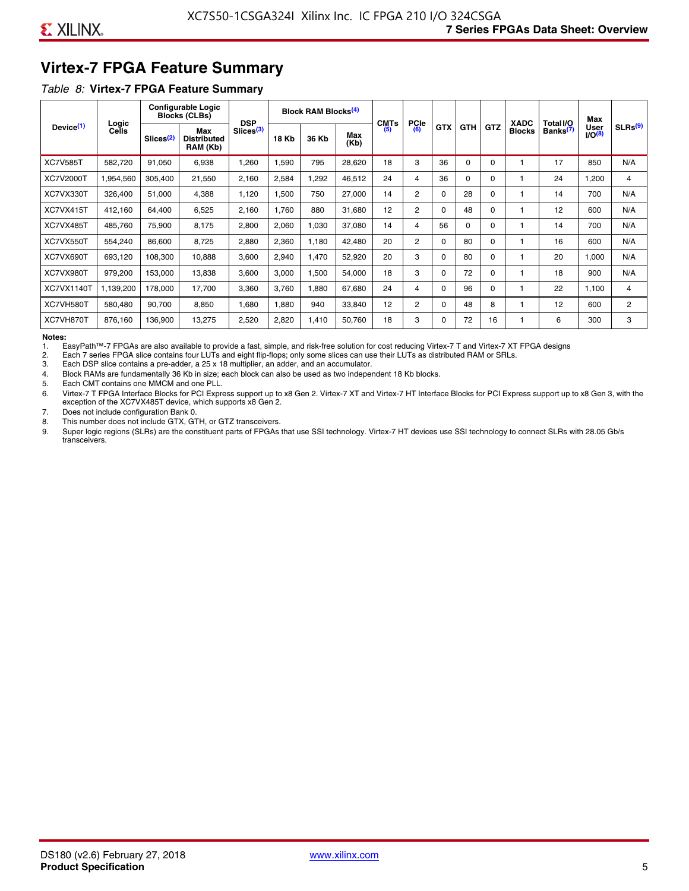# Virtex-7 FPGA Feature Summary

*Table 8:* **Virtex-7 FPGA Feature Summary**

| Device[1] | Logic Cells | Configurable Logic Blocks (CLBs) | | DSP Slices[3] | Block RAM Blocks[4] | | | CMTs [5] | PCIe [6] | GTX | GTH | GTZ | XADC Blocks | Total I/O Banks[7] | Max User I/O[8] | SLRs[9] |
|---|---|---|---|---|---|---|---|---|---|---|---|---|---|---|---|---|
| | | Slices[2] | Max Distributed RAM (Kb) | | 18 Kb | 36 Kb | Max (Kb) | | | | | | | | | |
| XC7V585T | 582,720 | 91,050 | 6,938 | 1,260 | 1,590 | 795 | 28,620 | 18 | 3 | 36 | 0 | 0 | 1 | 17 | 850 | N/A |
| XC7V2000T | 1,954,560 | 305,400 | 21,550 | 2,160 | 2,584 | 1,292 | 46,512 | 24 | 4 | 36 | 0 | 0 | 1 | 24 | 1,200 | 4 |
| XC7VX330T | 326,400 | 51,000 | 4,388 | 1,120 | 1,500 | 750 | 27,000 | 14 | 2 | 0 | 28 | 0 | 1 | 14 | 700 | N/A |
| XC7VX415T | 412,160 | 64,400 | 6,525 | 2,160 | 1,760 | 880 | 31,680 | 12 | 2 | 0 | 48 | 0 | 1 | 12 | 600 | N/A |
| XC7VX485T | 485,760 | 75,900 | 8,175 | 2,800 | 2,060 | 1,030 | 37,080 | 14 | 4 | 56 | 0 | 0 | 1 | 14 | 700 | N/A |
| XC7VX550T | 554,240 | 86,600 | 8,725 | 2,880 | 2,360 | 1,180 | 42,480 | 20 | 2 | 0 | 80 | 0 | 1 | 16 | 600 | N/A |
| XC7VX690T | 693,120 | 108,300 | 10,888 | 3,600 | 2,940 | 1,470 | 52,920 | 20 | 3 | 0 | 80 | 0 | 1 | 20 | 1,000 | N/A |
| XC7VX980T | 979,200 | 153,000 | 13,838 | 3,600 | 3,000 | 1,500 | 54,000 | 18 | 3 | 0 | 72 | 0 | 1 | 18 | 900 | N/A |
| XC7VX1140T | 1,139,200 | 178,000 | 17,700 | 3,360 | 3,760 | 1,880 | 67,680 | 24 | 4 | 0 | 96 | 0 | 1 | 22 | 1,100 | 4 |
| XC7VH580T | 580,480 | 90,700 | 8,850 | 1,680 | 1,880 | 940 | 33,840 | 12 | 2 | 0 | 48 | 8 | 1 | 12 | 600 | 2 |
| XC7VH870T | 876,160 | 136,900 | 13,275 | 2,520 | 2,820 | 1,410 | 50,760 | 18 | 3 | 0 | 72 | 16 | 1 | 6 | 300 | 3 |

**Notes:**

1. EasyPath™-7 FPGAs are also available to provide a fast, simple, and risk-free solution for cost reducing Virtex-7 T and Virtex-7 XT FPGA designs
2. Each 7 series FPGA slice contains four LUTs and eight flip-flops; only some slices can use their LUTs as distributed RAM or SRLs.
3. Each DSP slice contains a pre-adder, a 25 x 18 multiplier, an adder, and an accumulator.
4. Block RAMs are fundamentally 36 Kb in size; each block can also be used as two independent 18 Kb blocks.
5. Each CMT contains one MMCM and one PLL.
6. Virtex-7 T FPGA Interface Blocks for PCI Express support up to x8 Gen 2. Virtex-7 XT and Virtex-7 HT Interface Blocks for PCI Express support up to x8 Gen 3, with the exception of the XC7VX485T device, which supports x8 Gen 2.
7. Does not include configuration Bank 0.
8. This number does not include GTX, GTH, or GTZ transceivers.
9. Super logic regions (SLRs) are the constituent parts of FPGAs that use SSI technology. Virtex-7 HT devices use SSI technology to connect SLRs with 28.05 Gb/s transceivers.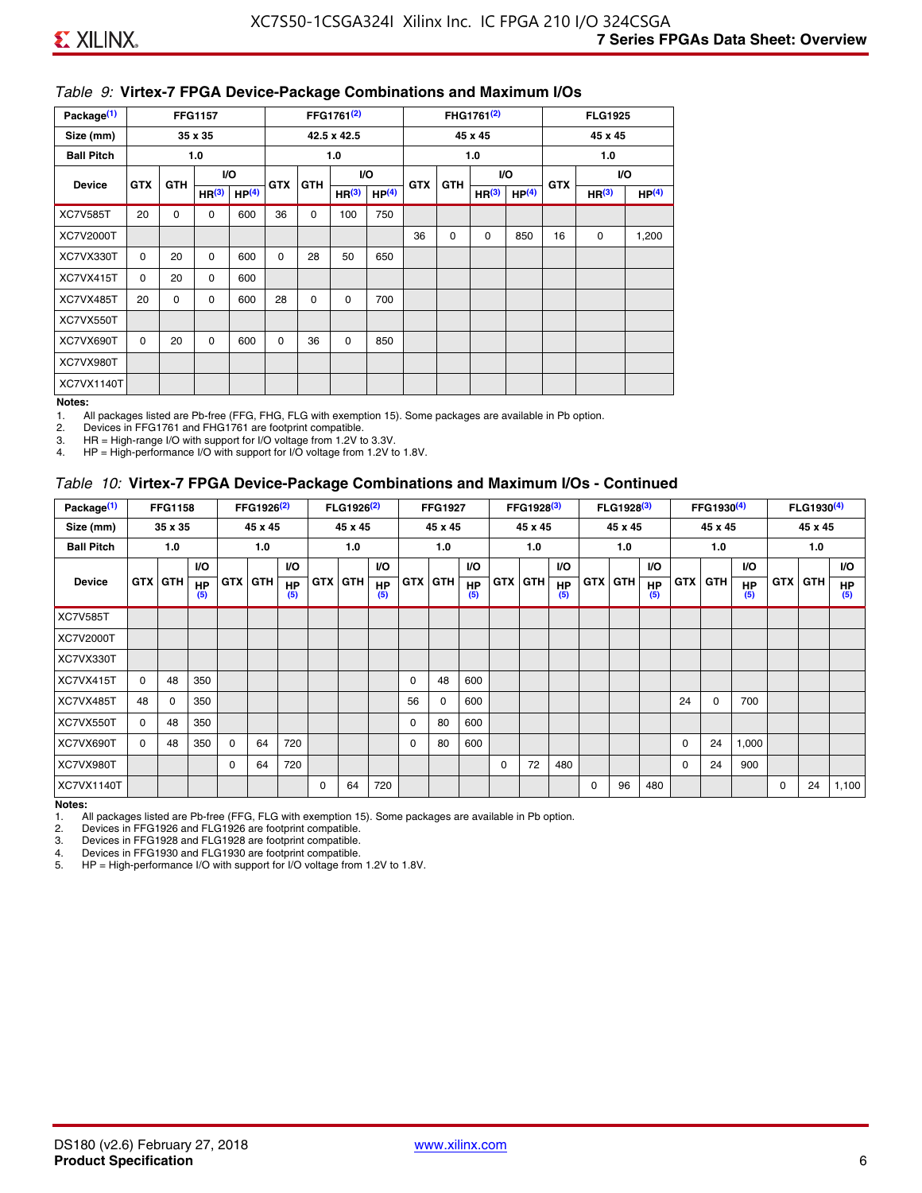### Table 9: Virtex-7 FPGA Device-Package Combinations and Maximum I/Os

| Package[1] | FFG1157 | | | | FFG1761[2] | | | | FHG1761[2] | | | | FLG1925 | | |
|---|---|---|---|---|---|---|---|---|---|---|---|---|---|---|---|
| Size (mm) | 35 x 35 | | | | 42.5 x 42.5 | | | | 45 x 45 | | | | 45 x 45 | | |
| Ball Pitch | 1.0 | | | | 1.0 | | | | 1.0 | | | | 1.0 | | |
| Device | GTX | GTH | I/O HR[3] | I/O HP[4] | GTX | GTH | I/O HR[3] | I/O HP[4] | GTX | GTH | I/O HR[3] | I/O HP[4] | GTX | I/O HR[3] | I/O HP[4] |
| XC7V585T | 20 | 0 | 0 | 600 | 36 | 0 | 100 | 750 | | | | | | | |
| XC7V2000T | | | | | | | | | 36 | 0 | 0 | 850 | 16 | 0 | 1,200 |
| XC7VX330T | 0 | 20 | 0 | 600 | 0 | 28 | 50 | 650 | | | | | | | |
| XC7VX415T | 0 | 20 | 0 | 600 | | | | | | | | | | | |
| XC7VX485T | 20 | 0 | 0 | 600 | 28 | 0 | 0 | 700 | | | | | | | |
| XC7VX550T | | | | | | | | | | | | | | | |
| XC7VX690T | 0 | 20 | 0 | 600 | 0 | 36 | 0 | 850 | | | | | | | |
| XC7VX980T | | | | | | | | | | | | | | | |
| XC7VX1140T | | | | | | | | | | | | | | | |

**Notes:**

1. All packages listed are Pb-free (FFG, FHG, FLG with exemption 15). Some packages are available in Pb option.
2. Devices in FFG1761 and FHG1761 are footprint compatible.
3. HR = High-range I/O with support for I/O voltage from 1.2V to 3.3V.
4. HP = High-performance I/O with support for I/O voltage from 1.2V to 1.8V.

### Table 10: Virtex-7 FPGA Device-Package Combinations and Maximum I/Os - Continued

| Package[1] | FFG1158 | | | FFG1926[2] | | | FLG1926[2] | | | FFG1927 | | | FFG1928[3] | | | FLG1928[3] | | | FFG1930[4] | | | FLG1930[4] | | |
|---|---|---|---|---|---|---|---|---|---|---|---|---|---|---|---|---|---|---|---|---|---|---|---|---|
| Size (mm) | 35 x 35 | | | 45 x 45 | | | 45 x 45 | | | 45 x 45 | | | 45 x 45 | | | 45 x 45 | | | 45 x 45 | | | 45 x 45 | | |
| Ball Pitch | 1.0 | | | 1.0 | | | 1.0 | | | 1.0 | | | 1.0 | | | 1.0 | | | 1.0 | | | 1.0 | | |
| Device | GTX | GTH | I/O HP[5] | GTX | GTH | I/O HP[5] | GTX | GTH | I/O HP[5] | GTX | GTH | I/O HP[5] | GTX | GTH | I/O HP[5] | GTX | GTH | I/O HP[5] | GTX | GTH | I/O HP[5] | GTX | GTH | I/O HP[5] |
| XC7V585T | | | | | | | | | | | | | | | | | | | | | | | | |
| XC7V2000T | | | | | | | | | | | | | | | | | | | | | | | | |
| XC7VX330T | | | | | | | | | | | | | | | | | | | | | | | | |
| XC7VX415T | 0 | 48 | 350 | | | | | | | 0 | 48 | 600 | | | | | | | | | | | | |
| XC7VX485T | 48 | 0 | 350 | | | | | | | 56 | 0 | 600 | | | | | | | 24 | 0 | 700 | | | |
| XC7VX550T | 0 | 48 | 350 | | | | | | | 0 | 80 | 600 | | | | | | | | | | | | |
| XC7VX690T | 0 | 48 | 350 | 0 | 64 | 720 | | | | 0 | 80 | 600 | | | | | | | 0 | 24 | 1,000 | | | |
| XC7VX980T | | | | 0 | 64 | 720 | | | | | | | 0 | 72 | 480 | | | | 0 | 24 | 900 | | | |
| XC7VX1140T | | | | | | | 0 | 64 | 720 | | | | | | | 0 | 96 | 480 | | | | 0 | 24 | 1,100 |

**Notes:**

1. All packages listed are Pb-free (FFG, FLG with exemption 15). Some packages are available in Pb option.
2. Devices in FFG1926 and FLG1926 are footprint compatible.
3. Devices in FFG1928 and FLG1928 are footprint compatible.
4. Devices in FFG1930 and FLG1930 are footprint compatible.
5. HP = High-performance I/O with support for I/O voltage from 1.2V to 1.8V.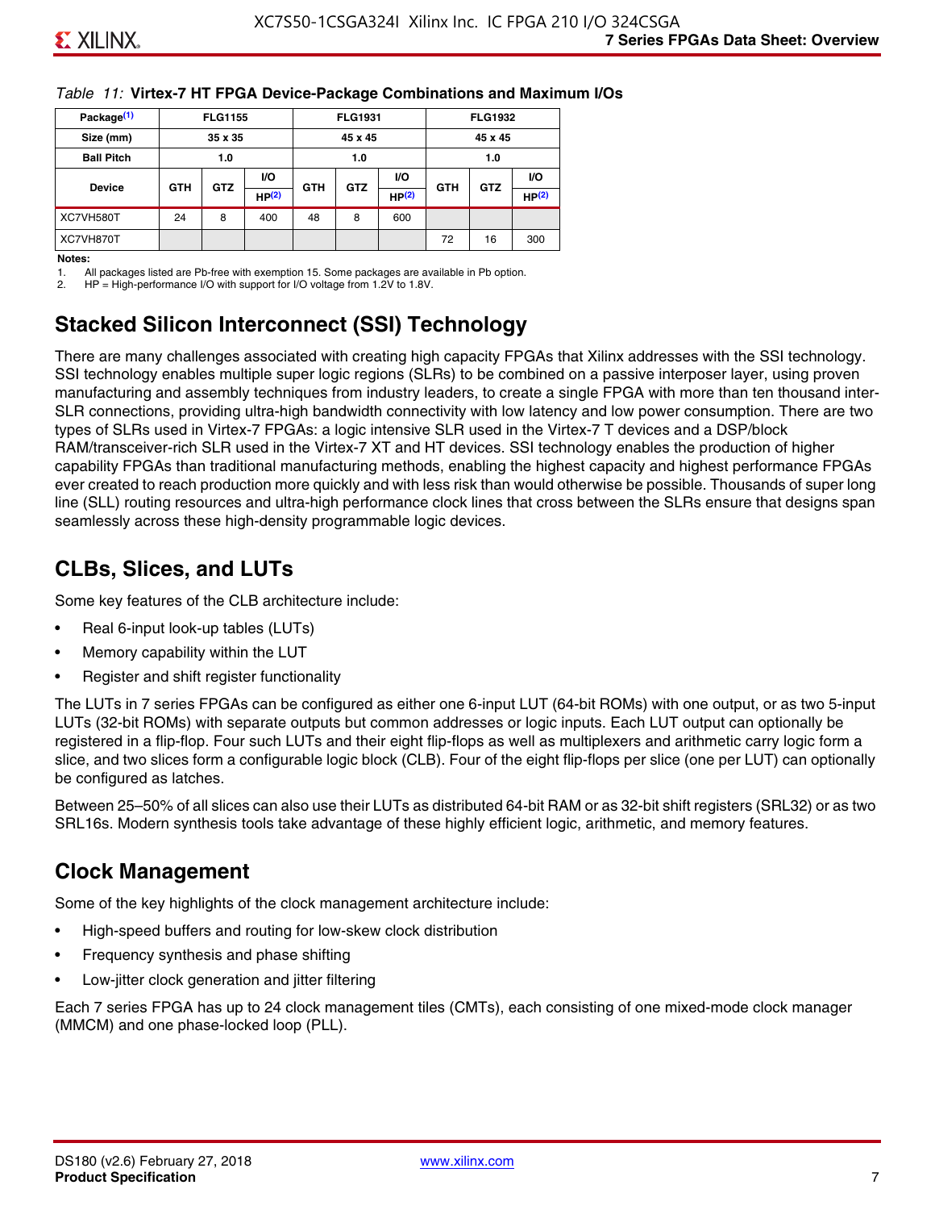*Table 11:* **Virtex-7 HT FPGA Device-Package Combinations and Maximum I/Os**

| Package[(1)] | FLG1155 | | | FLG1931 | | | FLG1932 | | |
|---|---|---|---|---|---|---|---|---|---|
| Size (mm) | 35 x 35 | | | 45 x 45 | | | 45 x 45 | | |
| Ball Pitch | 1.0 | | | 1.0 | | | 1.0 | | |
| Device | GTH | GTZ | I/O HP[(2)] | GTH | GTZ | I/O HP[(2)] | GTH | GTZ | I/O HP[(2)] |
| XC7VH580T | 24 | 8 | 400 | 48 | 8 | 600 | | | |
| XC7VH870T | | | | | | | 72 | 16 | 300 |

**Notes:**

1. All packages listed are Pb-free with exemption 15. Some packages are available in Pb option.
2. HP = High-performance I/O with support for I/O voltage from 1.2V to 1.8V.

## Stacked Silicon Interconnect (SSI) Technology

There are many challenges associated with creating high capacity FPGAs that Xilinx addresses with the SSI technology. SSI technology enables multiple super logic regions (SLRs) to be combined on a passive interposer layer, using proven manufacturing and assembly techniques from industry leaders, to create a single FPGA with more than ten thousand inter-SLR connections, providing ultra-high bandwidth connectivity with low latency and low power consumption. There are two types of SLRs used in Virtex-7 FPGAs: a logic intensive SLR used in the Virtex-7 T devices and a DSP/block RAM/transceiver-rich SLR used in the Virtex-7 XT and HT devices. SSI technology enables the production of higher capability FPGAs than traditional manufacturing methods, enabling the highest capacity and highest performance FPGAs ever created to reach production more quickly and with less risk than would otherwise be possible. Thousands of super long line (SLL) routing resources and ultra-high performance clock lines that cross between the SLRs ensure that designs span seamlessly across these high-density programmable logic devices.

## CLBs, Slices, and LUTs

Some key features of the CLB architecture include:

- Real 6-input look-up tables (LUTs)
- Memory capability within the LUT
- Register and shift register functionality

The LUTs in 7 series FPGAs can be configured as either one 6-input LUT (64-bit ROMs) with one output, or as two 5-input LUTs (32-bit ROMs) with separate outputs but common addresses or logic inputs. Each LUT output can optionally be registered in a flip-flop. Four such LUTs and their eight flip-flops as well as multiplexers and arithmetic carry logic form a slice, and two slices form a configurable logic block (CLB). Four of the eight flip-flops per slice (one per LUT) can optionally be configured as latches.

Between 25–50% of all slices can also use their LUTs as distributed 64-bit RAM or as 32-bit shift registers (SRL32) or as two SRL16s. Modern synthesis tools take advantage of these highly efficient logic, arithmetic, and memory features.

## Clock Management

Some of the key highlights of the clock management architecture include:

- High-speed buffers and routing for low-skew clock distribution
- Frequency synthesis and phase shifting
- Low-jitter clock generation and jitter filtering

Each 7 series FPGA has up to 24 clock management tiles (CMTs), each consisting of one mixed-mode clock manager (MMCM) and one phase-locked loop (PLL).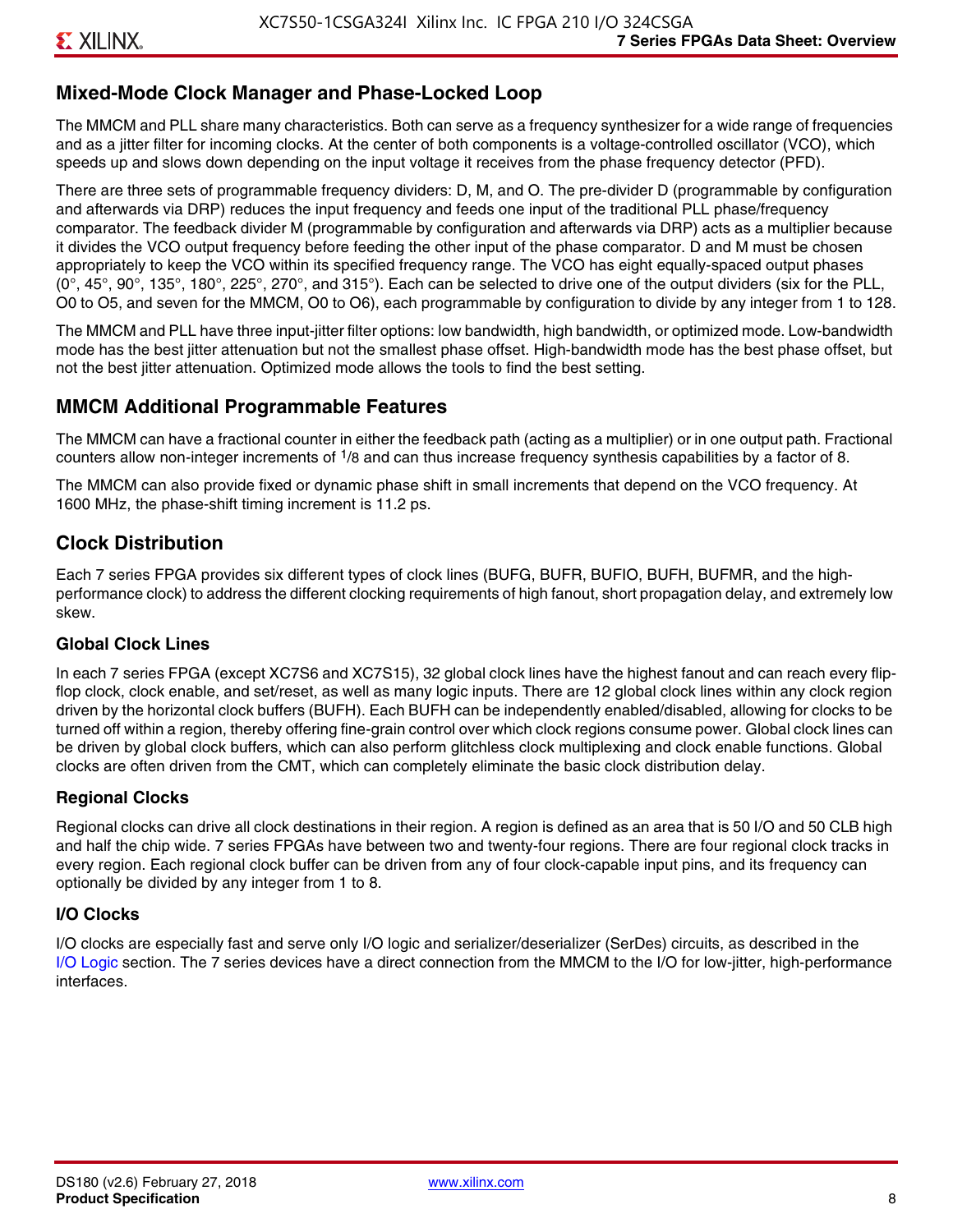## Mixed-Mode Clock Manager and Phase-Locked Loop

The MMCM and PLL share many characteristics. Both can serve as a frequency synthesizer for a wide range of frequencies and as a jitter filter for incoming clocks. At the center of both components is a voltage-controlled oscillator (VCO), which speeds up and slows down depending on the input voltage it receives from the phase frequency detector (PFD).

There are three sets of programmable frequency dividers: D, M, and O. The pre-divider D (programmable by configuration and afterwards via DRP) reduces the input frequency and feeds one input of the traditional PLL phase/frequency comparator. The feedback divider M (programmable by configuration and afterwards via DRP) acts as a multiplier because it divides the VCO output frequency before feeding the other input of the phase comparator. D and M must be chosen appropriately to keep the VCO within its specified frequency range. The VCO has eight equally-spaced output phases (0°, 45°, 90°, 135°, 180°, 225°, 270°, and 315°). Each can be selected to drive one of the output dividers (six for the PLL, O0 to O5, and seven for the MMCM, O0 to O6), each programmable by configuration to divide by any integer from 1 to 128.

The MMCM and PLL have three input-jitter filter options: low bandwidth, high bandwidth, or optimized mode. Low-bandwidth mode has the best jitter attenuation but not the smallest phase offset. High-bandwidth mode has the best phase offset, but not the best jitter attenuation. Optimized mode allows the tools to find the best setting.

## MMCM Additional Programmable Features

The MMCM can have a fractional counter in either the feedback path (acting as a multiplier) or in one output path. Fractional counters allow non-integer increments of $^1/_8$ and can thus increase frequency synthesis capabilities by a factor of 8.

The MMCM can also provide fixed or dynamic phase shift in small increments that depend on the VCO frequency. At 1600 MHz, the phase-shift timing increment is 11.2 ps.

## Clock Distribution

Each 7 series FPGA provides six different types of clock lines (BUFG, BUFR, BUFIO, BUFH, BUFMR, and the high-performance clock) to address the different clocking requirements of high fanout, short propagation delay, and extremely low skew.

### Global Clock Lines

In each 7 series FPGA (except XC7S6 and XC7S15), 32 global clock lines have the highest fanout and can reach every flip-flop clock, clock enable, and set/reset, as well as many logic inputs. There are 12 global clock lines within any clock region driven by the horizontal clock buffers (BUFH). Each BUFH can be independently enabled/disabled, allowing for clocks to be turned off within a region, thereby offering fine-grain control over which clock regions consume power. Global clock lines can be driven by global clock buffers, which can also perform glitchless clock multiplexing and clock enable functions. Global clocks are often driven from the CMT, which can completely eliminate the basic clock distribution delay.

### Regional Clocks

Regional clocks can drive all clock destinations in their region. A region is defined as an area that is 50 I/O and 50 CLB high and half the chip wide. 7 series FPGAs have between two and twenty-four regions. There are four regional clock tracks in every region. Each regional clock buffer can be driven from any of four clock-capable input pins, and its frequency can optionally be divided by any integer from 1 to 8.

### I/O Clocks

I/O clocks are especially fast and serve only I/O logic and serializer/deserializer (SerDes) circuits, as described in the I/O Logic section. The 7 series devices have a direct connection from the MMCM to the I/O for low-jitter, high-performance interfaces.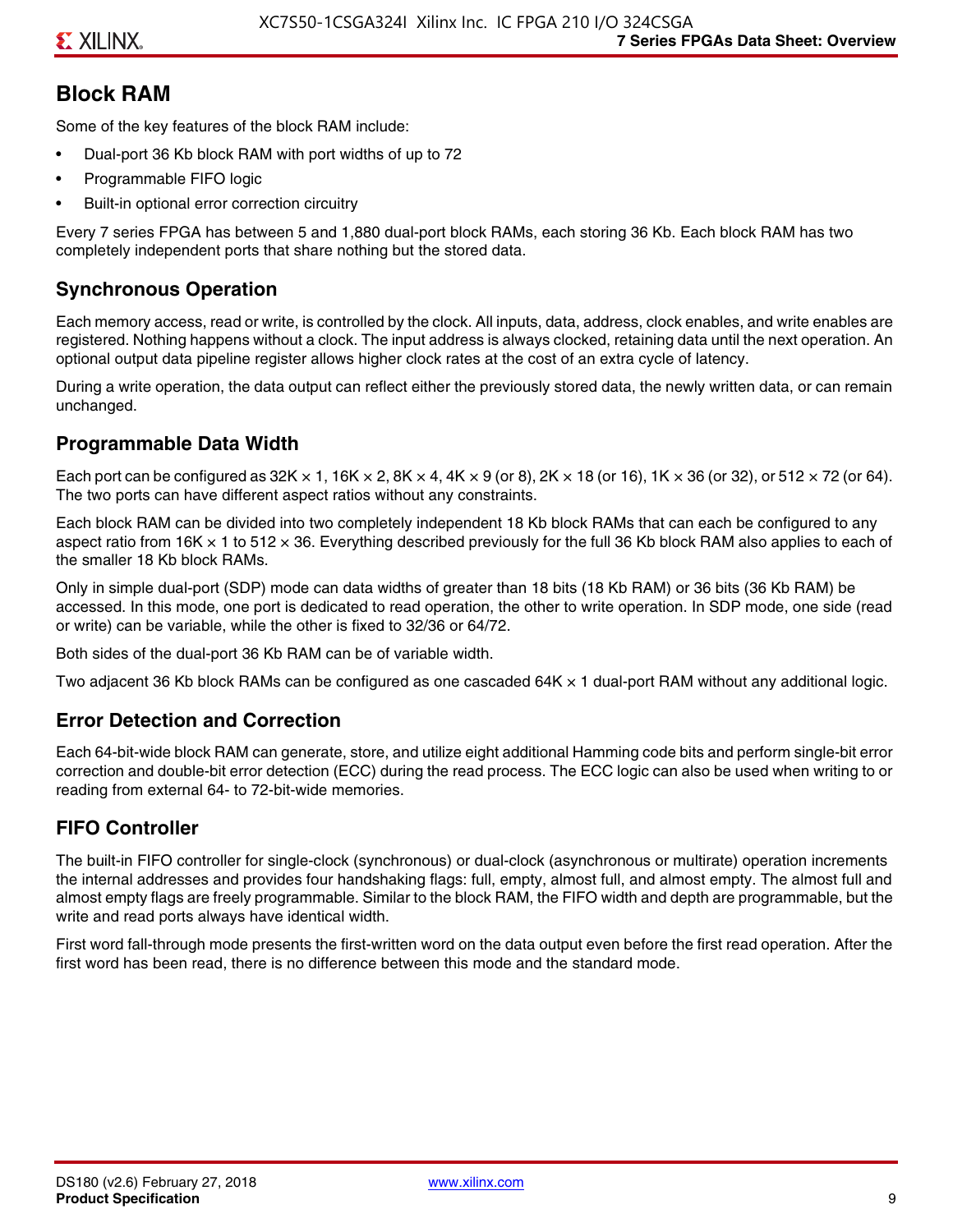## Block RAM

Some of the key features of the block RAM include:

- Dual-port 36 Kb block RAM with port widths of up to 72
- Programmable FIFO logic
- Built-in optional error correction circuitry

Every 7 series FPGA has between 5 and 1,880 dual-port block RAMs, each storing 36 Kb. Each block RAM has two completely independent ports that share nothing but the stored data.

### Synchronous Operation

Each memory access, read or write, is controlled by the clock. All inputs, data, address, clock enables, and write enables are registered. Nothing happens without a clock. The input address is always clocked, retaining data until the next operation. An optional output data pipeline register allows higher clock rates at the cost of an extra cycle of latency.

During a write operation, the data output can reflect either the previously stored data, the newly written data, or can remain unchanged.

### Programmable Data Width

Each port can be configured as 32K × 1, 16K × 2, 8K × 4, 4K × 9 (or 8), 2K × 18 (or 16), 1K × 36 (or 32), or 512 × 72 (or 64). The two ports can have different aspect ratios without any constraints.

Each block RAM can be divided into two completely independent 18 Kb block RAMs that can each be configured to any aspect ratio from 16K × 1 to 512 × 36. Everything described previously for the full 36 Kb block RAM also applies to each of the smaller 18 Kb block RAMs.

Only in simple dual-port (SDP) mode can data widths of greater than 18 bits (18 Kb RAM) or 36 bits (36 Kb RAM) be accessed. In this mode, one port is dedicated to read operation, the other to write operation. In SDP mode, one side (read or write) can be variable, while the other is fixed to 32/36 or 64/72.

Both sides of the dual-port 36 Kb RAM can be of variable width.

Two adjacent 36 Kb block RAMs can be configured as one cascaded 64K × 1 dual-port RAM without any additional logic.

### Error Detection and Correction

Each 64-bit-wide block RAM can generate, store, and utilize eight additional Hamming code bits and perform single-bit error correction and double-bit error detection (ECC) during the read process. The ECC logic can also be used when writing to or reading from external 64- to 72-bit-wide memories.

### FIFO Controller

The built-in FIFO controller for single-clock (synchronous) or dual-clock (asynchronous or multirate) operation increments the internal addresses and provides four handshaking flags: full, empty, almost full, and almost empty. The almost full and almost empty flags are freely programmable. Similar to the block RAM, the FIFO width and depth are programmable, but the write and read ports always have identical width.

First word fall-through mode presents the first-written word on the data output even before the first read operation. After the first word has been read, there is no difference between this mode and the standard mode.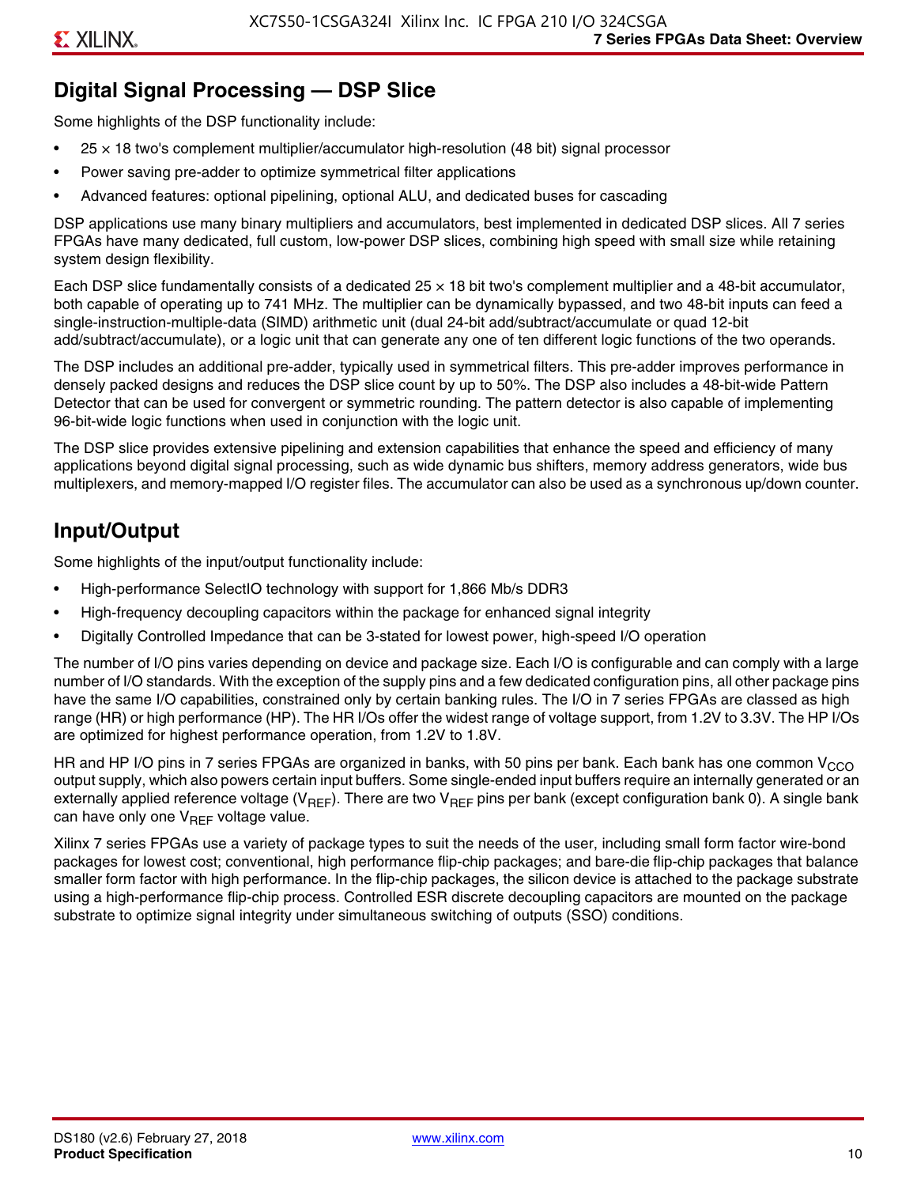## Digital Signal Processing — DSP Slice

Some highlights of the DSP functionality include:

- 25 × 18 two's complement multiplier/accumulator high-resolution (48 bit) signal processor
- Power saving pre-adder to optimize symmetrical filter applications
- Advanced features: optional pipelining, optional ALU, and dedicated buses for cascading

DSP applications use many binary multipliers and accumulators, best implemented in dedicated DSP slices. All 7 series FPGAs have many dedicated, full custom, low-power DSP slices, combining high speed with small size while retaining system design flexibility.

Each DSP slice fundamentally consists of a dedicated 25 × 18 bit two's complement multiplier and a 48-bit accumulator, both capable of operating up to 741 MHz. The multiplier can be dynamically bypassed, and two 48-bit inputs can feed a single-instruction-multiple-data (SIMD) arithmetic unit (dual 24-bit add/subtract/accumulate or quad 12-bit add/subtract/accumulate), or a logic unit that can generate any one of ten different logic functions of the two operands.

The DSP includes an additional pre-adder, typically used in symmetrical filters. This pre-adder improves performance in densely packed designs and reduces the DSP slice count by up to 50%. The DSP also includes a 48-bit-wide Pattern Detector that can be used for convergent or symmetric rounding. The pattern detector is also capable of implementing 96-bit-wide logic functions when used in conjunction with the logic unit.

The DSP slice provides extensive pipelining and extension capabilities that enhance the speed and efficiency of many applications beyond digital signal processing, such as wide dynamic bus shifters, memory address generators, wide bus multiplexers, and memory-mapped I/O register files. The accumulator can also be used as a synchronous up/down counter.

## Input/Output

Some highlights of the input/output functionality include:

- High-performance SelectIO technology with support for 1,866 Mb/s DDR3
- High-frequency decoupling capacitors within the package for enhanced signal integrity
- Digitally Controlled Impedance that can be 3-stated for lowest power, high-speed I/O operation

The number of I/O pins varies depending on device and package size. Each I/O is configurable and can comply with a large number of I/O standards. With the exception of the supply pins and a few dedicated configuration pins, all other package pins have the same I/O capabilities, constrained only by certain banking rules. The I/O in 7 series FPGAs are classed as high range (HR) or high performance (HP). The HR I/Os offer the widest range of voltage support, from 1.2V to 3.3V. The HP I/Os are optimized for highest performance operation, from 1.2V to 1.8V.

HR and HP I/O pins in 7 series FPGAs are organized in banks, with 50 pins per bank. Each bank has one common $V_{CCO}$ output supply, which also powers certain input buffers. Some single-ended input buffers require an internally generated or an externally applied reference voltage ($V_{REF}$). There are two $V_{REF}$ pins per bank (except configuration bank 0). A single bank can have only one $V_{REF}$ voltage value.

Xilinx 7 series FPGAs use a variety of package types to suit the needs of the user, including small form factor wire-bond packages for lowest cost; conventional, high performance flip-chip packages; and bare-die flip-chip packages that balance smaller form factor with high performance. In the flip-chip packages, the silicon device is attached to the package substrate using a high-performance flip-chip process. Controlled ESR discrete decoupling capacitors are mounted on the package substrate to optimize signal integrity under simultaneous switching of outputs (SSO) conditions.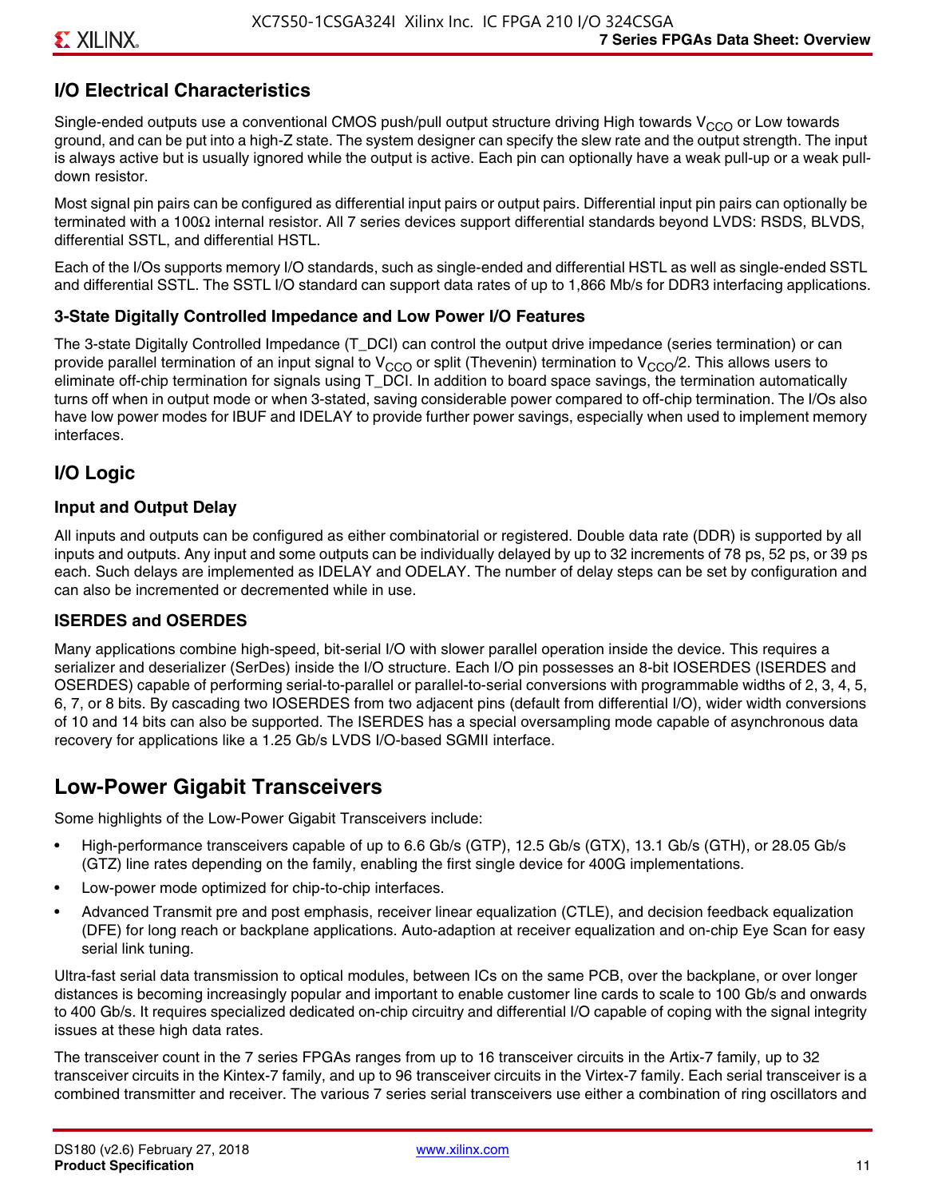## I/O Electrical Characteristics

Single-ended outputs use a conventional CMOS push/pull output structure driving High towards $V_{CCO}$ or Low towards ground, and can be put into a high-Z state. The system designer can specify the slew rate and the output strength. The input is always active but is usually ignored while the output is active. Each pin can optionally have a weak pull-up or a weak pull-down resistor.

Most signal pin pairs can be configured as differential input pairs or output pairs. Differential input pin pairs can optionally be terminated with a 100Ω internal resistor. All 7 series devices support differential standards beyond LVDS: RSDS, BLVDS, differential SSTL, and differential HSTL.

Each of the I/Os supports memory I/O standards, such as single-ended and differential HSTL as well as single-ended SSTL and differential SSTL. The SSTL I/O standard can support data rates of up to 1,866 Mb/s for DDR3 interfacing applications.

### 3-State Digitally Controlled Impedance and Low Power I/O Features

The 3-state Digitally Controlled Impedance (T_DCI) can control the output drive impedance (series termination) or can provide parallel termination of an input signal to $V_{CCO}$ or split (Thevenin) termination to $V_{CCO}/2$. This allows users to eliminate off-chip termination for signals using T_DCI. In addition to board space savings, the termination automatically turns off when in output mode or when 3-stated, saving considerable power compared to off-chip termination. The I/Os also have low power modes for IBUF and IDELAY to provide further power savings, especially when used to implement memory interfaces.

## I/O Logic

### Input and Output Delay

All inputs and outputs can be configured as either combinatorial or registered. Double data rate (DDR) is supported by all inputs and outputs. Any input and some outputs can be individually delayed by up to 32 increments of 78 ps, 52 ps, or 39 ps each. Such delays are implemented as IDELAY and ODELAY. The number of delay steps can be set by configuration and can also be incremented or decremented while in use.

### ISERDES and OSERDES

Many applications combine high-speed, bit-serial I/O with slower parallel operation inside the device. This requires a serializer and deserializer (SerDes) inside the I/O structure. Each I/O pin possesses an 8-bit IOSERDES (ISERDES and OSERDES) capable of performing serial-to-parallel or parallel-to-serial conversions with programmable widths of 2, 3, 4, 5, 6, 7, or 8 bits. By cascading two IOSERDES from two adjacent pins (default from differential I/O), wider width conversions of 10 and 14 bits can also be supported. The ISERDES has a special oversampling mode capable of asynchronous data recovery for applications like a 1.25 Gb/s LVDS I/O-based SGMII interface.

# Low-Power Gigabit Transceivers

Some highlights of the Low-Power Gigabit Transceivers include:

- High-performance transceivers capable of up to 6.6 Gb/s (GTP), 12.5 Gb/s (GTX), 13.1 Gb/s (GTH), or 28.05 Gb/s (GTZ) line rates depending on the family, enabling the first single device for 400G implementations.
- Low-power mode optimized for chip-to-chip interfaces.
- Advanced Transmit pre and post emphasis, receiver linear equalization (CTLE), and decision feedback equalization (DFE) for long reach or backplane applications. Auto-adaption at receiver equalization and on-chip Eye Scan for easy serial link tuning.

Ultra-fast serial data transmission to optical modules, between ICs on the same PCB, over the backplane, or over longer distances is becoming increasingly popular and important to enable customer line cards to scale to 100 Gb/s and onwards to 400 Gb/s. It requires specialized dedicated on-chip circuitry and differential I/O capable of coping with the signal integrity issues at these high data rates.

The transceiver count in the 7 series FPGAs ranges from up to 16 transceiver circuits in the Artix-7 family, up to 32 transceiver circuits in the Kintex-7 family, and up to 96 transceiver circuits in the Virtex-7 family. Each serial transceiver is a combined transmitter and receiver. The various 7 series serial transceivers use either a combination of ring oscillators and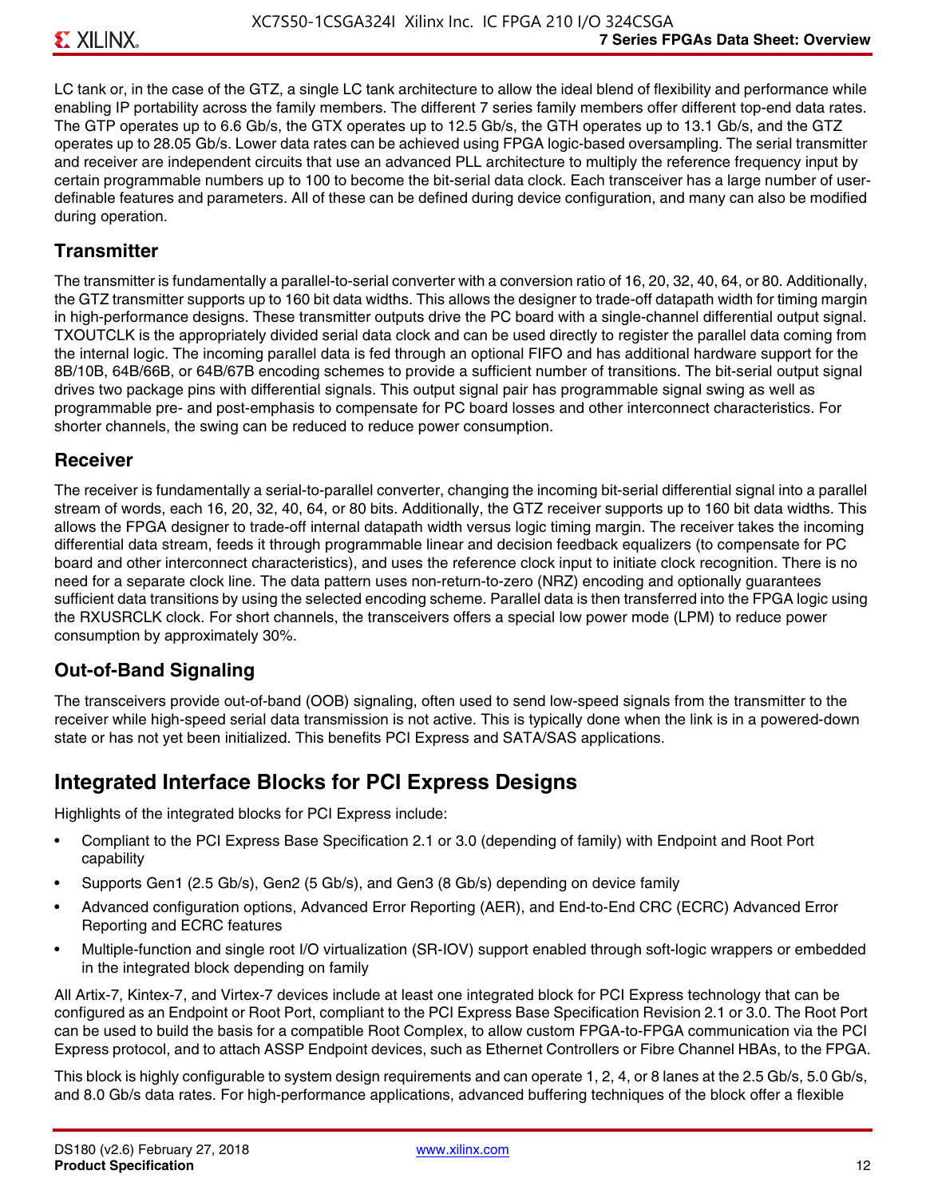LC tank or, in the case of the GTZ, a single LC tank architecture to allow the ideal blend of flexibility and performance while enabling IP portability across the family members. The different 7 series family members offer different top-end data rates. The GTP operates up to 6.6 Gb/s, the GTX operates up to 12.5 Gb/s, the GTH operates up to 13.1 Gb/s, and the GTZ operates up to 28.05 Gb/s. Lower data rates can be achieved using FPGA logic-based oversampling. The serial transmitter and receiver are independent circuits that use an advanced PLL architecture to multiply the reference frequency input by certain programmable numbers up to 100 to become the bit-serial data clock. Each transceiver has a large number of user-definable features and parameters. All of these can be defined during device configuration, and many can also be modified during operation.

### Transmitter

The transmitter is fundamentally a parallel-to-serial converter with a conversion ratio of 16, 20, 32, 40, 64, or 80. Additionally, the GTZ transmitter supports up to 160 bit data widths. This allows the designer to trade-off datapath width for timing margin in high-performance designs. These transmitter outputs drive the PC board with a single-channel differential output signal. TXOUTCLK is the appropriately divided serial data clock and can be used directly to register the parallel data coming from the internal logic. The incoming parallel data is fed through an optional FIFO and has additional hardware support for the 8B/10B, 64B/66B, or 64B/67B encoding schemes to provide a sufficient number of transitions. The bit-serial output signal drives two package pins with differential signals. This output signal pair has programmable signal swing as well as programmable pre- and post-emphasis to compensate for PC board losses and other interconnect characteristics. For shorter channels, the swing can be reduced to reduce power consumption.

### Receiver

The receiver is fundamentally a serial-to-parallel converter, changing the incoming bit-serial differential signal into a parallel stream of words, each 16, 20, 32, 40, 64, or 80 bits. Additionally, the GTZ receiver supports up to 160 bit data widths. This allows the FPGA designer to trade-off internal datapath width versus logic timing margin. The receiver takes the incoming differential data stream, feeds it through programmable linear and decision feedback equalizers (to compensate for PC board and other interconnect characteristics), and uses the reference clock input to initiate clock recognition. There is no need for a separate clock line. The data pattern uses non-return-to-zero (NRZ) encoding and optionally guarantees sufficient data transitions by using the selected encoding scheme. Parallel data is then transferred into the FPGA logic using the RXUSRCLK clock. For short channels, the transceivers offers a special low power mode (LPM) to reduce power consumption by approximately 30%.

### Out-of-Band Signaling

The transceivers provide out-of-band (OOB) signaling, often used to send low-speed signals from the transmitter to the receiver while high-speed serial data transmission is not active. This is typically done when the link is in a powered-down state or has not yet been initialized. This benefits PCI Express and SATA/SAS applications.

## Integrated Interface Blocks for PCI Express Designs

Highlights of the integrated blocks for PCI Express include:

- Compliant to the PCI Express Base Specification 2.1 or 3.0 (depending of family) with Endpoint and Root Port capability
- Supports Gen1 (2.5 Gb/s), Gen2 (5 Gb/s), and Gen3 (8 Gb/s) depending on device family
- Advanced configuration options, Advanced Error Reporting (AER), and End-to-End CRC (ECRC) Advanced Error Reporting and ECRC features
- Multiple-function and single root I/O virtualization (SR-IOV) support enabled through soft-logic wrappers or embedded in the integrated block depending on family

All Artix-7, Kintex-7, and Virtex-7 devices include at least one integrated block for PCI Express technology that can be configured as an Endpoint or Root Port, compliant to the PCI Express Base Specification Revision 2.1 or 3.0. The Root Port can be used to build the basis for a compatible Root Complex, to allow custom FPGA-to-FPGA communication via the PCI Express protocol, and to attach ASSP Endpoint devices, such as Ethernet Controllers or Fibre Channel HBAs, to the FPGA.

This block is highly configurable to system design requirements and can operate 1, 2, 4, or 8 lanes at the 2.5 Gb/s, 5.0 Gb/s, and 8.0 Gb/s data rates. For high-performance applications, advanced buffering techniques of the block offer a flexible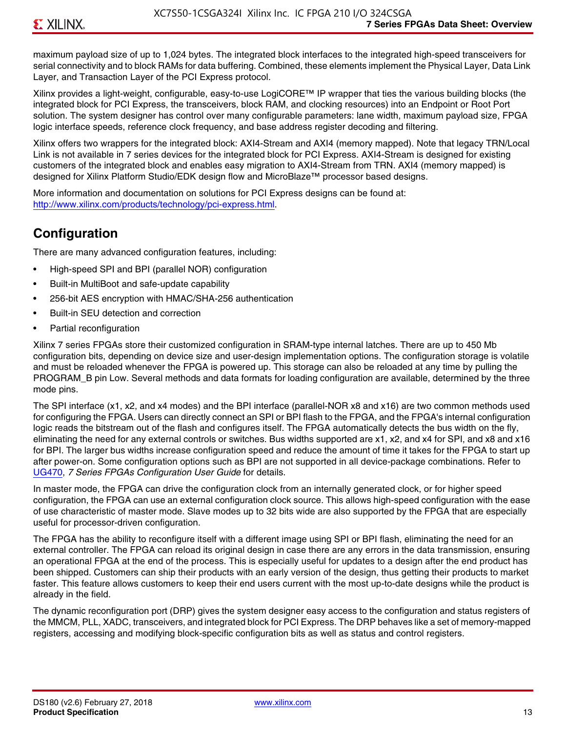maximum payload size of up to 1,024 bytes. The integrated block interfaces to the integrated high-speed transceivers for serial connectivity and to block RAMs for data buffering. Combined, these elements implement the Physical Layer, Data Link Layer, and Transaction Layer of the PCI Express protocol.

Xilinx provides a light-weight, configurable, easy-to-use LogiCORE™ IP wrapper that ties the various building blocks (the integrated block for PCI Express, the transceivers, block RAM, and clocking resources) into an Endpoint or Root Port solution. The system designer has control over many configurable parameters: lane width, maximum payload size, FPGA logic interface speeds, reference clock frequency, and base address register decoding and filtering.

Xilinx offers two wrappers for the integrated block: AXI4-Stream and AXI4 (memory mapped). Note that legacy TRN/Local Link is not available in 7 series devices for the integrated block for PCI Express. AXI4-Stream is designed for existing customers of the integrated block and enables easy migration to AXI4-Stream from TRN. AXI4 (memory mapped) is designed for Xilinx Platform Studio/EDK design flow and MicroBlaze™ processor based designs.

More information and documentation on solutions for PCI Express designs can be found at: http://www.xilinx.com/products/technology/pci-express.html.

## Configuration

There are many advanced configuration features, including:

- High-speed SPI and BPI (parallel NOR) configuration
- Built-in MultiBoot and safe-update capability
- 256-bit AES encryption with HMAC/SHA-256 authentication
- Built-in SEU detection and correction
- Partial reconfiguration

Xilinx 7 series FPGAs store their customized configuration in SRAM-type internal latches. There are up to 450 Mb configuration bits, depending on device size and user-design implementation options. The configuration storage is volatile and must be reloaded whenever the FPGA is powered up. This storage can also be reloaded at any time by pulling the PROGRAM_B pin Low. Several methods and data formats for loading configuration are available, determined by the three mode pins.

The SPI interface (x1, x2, and x4 modes) and the BPI interface (parallel-NOR x8 and x16) are two common methods used for configuring the FPGA. Users can directly connect an SPI or BPI flash to the FPGA, and the FPGA's internal configuration logic reads the bitstream out of the flash and configures itself. The FPGA automatically detects the bus width on the fly, eliminating the need for any external controls or switches. Bus widths supported are x1, x2, and x4 for SPI, and x8 and x16 for BPI. The larger bus widths increase configuration speed and reduce the amount of time it takes for the FPGA to start up after power-on. Some configuration options such as BPI are not supported in all device-package combinations. Refer to UG470, *7 Series FPGAs Configuration User Guide* for details.

In master mode, the FPGA can drive the configuration clock from an internally generated clock, or for higher speed configuration, the FPGA can use an external configuration clock source. This allows high-speed configuration with the ease of use characteristic of master mode. Slave modes up to 32 bits wide are also supported by the FPGA that are especially useful for processor-driven configuration.

The FPGA has the ability to reconfigure itself with a different image using SPI or BPI flash, eliminating the need for an external controller. The FPGA can reload its original design in case there are any errors in the data transmission, ensuring an operational FPGA at the end of the process. This is especially useful for updates to a design after the end product has been shipped. Customers can ship their products with an early version of the design, thus getting their products to market faster. This feature allows customers to keep their end users current with the most up-to-date designs while the product is already in the field.

The dynamic reconfiguration port (DRP) gives the system designer easy access to the configuration and status registers of the MMCM, PLL, XADC, transceivers, and integrated block for PCI Express. The DRP behaves like a set of memory-mapped registers, accessing and modifying block-specific configuration bits as well as status and control registers.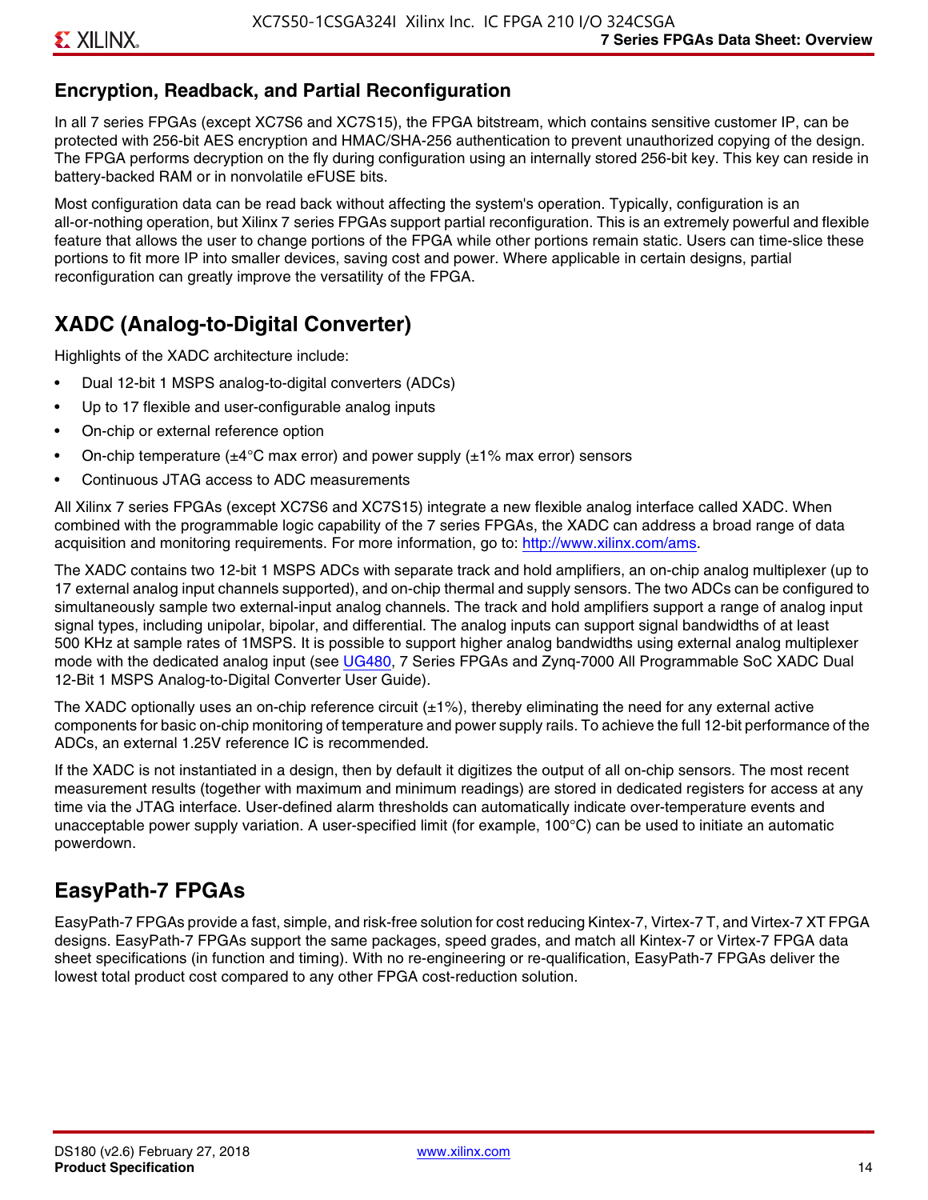## Encryption, Readback, and Partial Reconfiguration

In all 7 series FPGAs (except XC7S6 and XC7S15), the FPGA bitstream, which contains sensitive customer IP, can be protected with 256-bit AES encryption and HMAC/SHA-256 authentication to prevent unauthorized copying of the design. The FPGA performs decryption on the fly during configuration using an internally stored 256-bit key. This key can reside in battery-backed RAM or in nonvolatile eFUSE bits.

Most configuration data can be read back without affecting the system's operation. Typically, configuration is an all-or-nothing operation, but Xilinx 7 series FPGAs support partial reconfiguration. This is an extremely powerful and flexible feature that allows the user to change portions of the FPGA while other portions remain static. Users can time-slice these portions to fit more IP into smaller devices, saving cost and power. Where applicable in certain designs, partial reconfiguration can greatly improve the versatility of the FPGA.

## XADC (Analog-to-Digital Converter)

Highlights of the XADC architecture include:

- Dual 12-bit 1 MSPS analog-to-digital converters (ADCs)
- Up to 17 flexible and user-configurable analog inputs
- On-chip or external reference option
- On-chip temperature (±4°C max error) and power supply (±1% max error) sensors
- Continuous JTAG access to ADC measurements

All Xilinx 7 series FPGAs (except XC7S6 and XC7S15) integrate a new flexible analog interface called XADC. When combined with the programmable logic capability of the 7 series FPGAs, the XADC can address a broad range of data acquisition and monitoring requirements. For more information, go to: http://www.xilinx.com/ams.

The XADC contains two 12-bit 1 MSPS ADCs with separate track and hold amplifiers, an on-chip analog multiplexer (up to 17 external analog input channels supported), and on-chip thermal and supply sensors. The two ADCs can be configured to simultaneously sample two external-input analog channels. The track and hold amplifiers support a range of analog input signal types, including unipolar, bipolar, and differential. The analog inputs can support signal bandwidths of at least 500 KHz at sample rates of 1MSPS. It is possible to support higher analog bandwidths using external analog multiplexer mode with the dedicated analog input (see UG480, 7 Series FPGAs and Zynq-7000 All Programmable SoC XADC Dual 12-Bit 1 MSPS Analog-to-Digital Converter User Guide).

The XADC optionally uses an on-chip reference circuit (±1%), thereby eliminating the need for any external active components for basic on-chip monitoring of temperature and power supply rails. To achieve the full 12-bit performance of the ADCs, an external 1.25V reference IC is recommended.

If the XADC is not instantiated in a design, then by default it digitizes the output of all on-chip sensors. The most recent measurement results (together with maximum and minimum readings) are stored in dedicated registers for access at any time via the JTAG interface. User-defined alarm thresholds can automatically indicate over-temperature events and unacceptable power supply variation. A user-specified limit (for example, 100°C) can be used to initiate an automatic powerdown.

## EasyPath-7 FPGAs

EasyPath-7 FPGAs provide a fast, simple, and risk-free solution for cost reducing Kintex-7, Virtex-7 T, and Virtex-7 XT FPGA designs. EasyPath-7 FPGAs support the same packages, speed grades, and match all Kintex-7 or Virtex-7 FPGA data sheet specifications (in function and timing). With no re-engineering or re-qualification, EasyPath-7 FPGAs deliver the lowest total product cost compared to any other FPGA cost-reduction solution.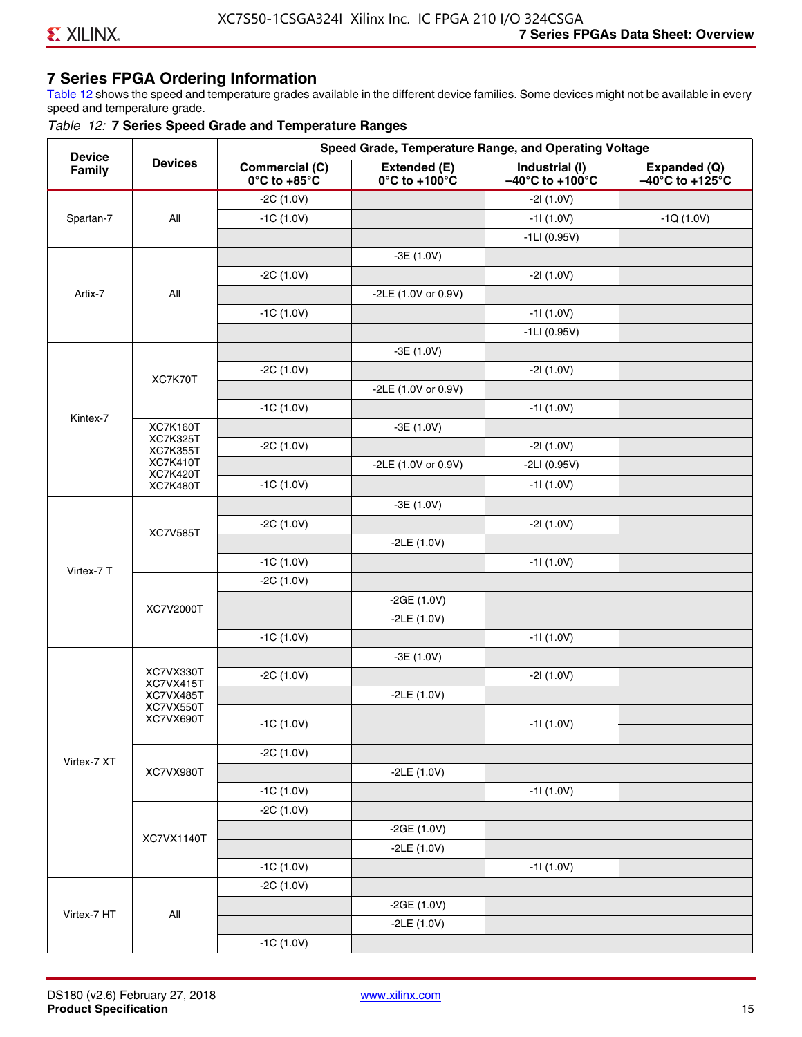## 7 Series FPGA Ordering Information

Table 12 shows the speed and temperature grades available in the different device families. Some devices might not be available in every speed and temperature grade.

*Table 12:* **7 Series Speed Grade and Temperature Ranges**

| Device Family | Devices | Speed Grade, Temperature Range, and Operating Voltage | | | |
|---|---|---|---|---|---|
| | | **Commercial (C) 0°C to +85°C** | **Extended (E) 0°C to +100°C** | **Industrial (I) –40°C to +100°C** | **Expanded (Q) –40°C to +125°C** |
| Spartan-7 | All | -2C (1.0V) | | -2I (1.0V) | |
| | | -1C (1.0V) | | -1I (1.0V) | -1Q (1.0V) |
| | | | | -1LI (0.95V) | |
| Artix-7 | All | | -3E (1.0V) | | |
| | | -2C (1.0V) | | -2I (1.0V) | |
| | | | -2LE (1.0V or 0.9V) | | |
| | | -1C (1.0V) | | -1I (1.0V) | |
| | | | | -1LI (0.95V) | |
| Kintex-7 | XC7K70T | | -3E (1.0V) | | |
| | | -2C (1.0V) | | -2I (1.0V) | |
| | | | -2LE (1.0V or 0.9V) | | |
| | | -1C (1.0V) | | -1I (1.0V) | |
| | XC7K160T XC7K325T XC7K355T XC7K410T XC7K420T XC7K480T | | -3E (1.0V) | | |
| | | -2C (1.0V) | | -2I (1.0V) | |
| | | | -2LE (1.0V or 0.9V) | -2LI (0.95V) | |
| | | -1C (1.0V) | | -1I (1.0V) | |
| Virtex-7 T | XC7V585T | | -3E (1.0V) | | |
| | | -2C (1.0V) | | -2I (1.0V) | |
| | | | -2LE (1.0V) | | |
| | | -1C (1.0V) | | -1I (1.0V) | |
| | XC7V2000T | -2C (1.0V) | | | |
| | | | -2GE (1.0V) | | |
| | | | -2LE (1.0V) | | |
| | | -1C (1.0V) | | -1I (1.0V) | |
| Virtex-7 XT | XC7VX330T XC7VX415T XC7VX485T XC7VX550T XC7VX690T | | -3E (1.0V) | | |
| | | -2C (1.0V) | | -2I (1.0V) | |
| | | | -2LE (1.0V) | | |
| | | -1C (1.0V) | | -1I (1.0V) | |
| | XC7VX980T | -2C (1.0V) | | | |
| | | | -2LE (1.0V) | | |
| | | -1C (1.0V) | | -1I (1.0V) | |
| | XC7VX1140T | -2C (1.0V) | | | |
| | | | -2GE (1.0V) | | |
| | | | -2LE (1.0V) | | |
| | | -1C (1.0V) | | -1I (1.0V) | |
| Virtex-7 HT | All | -2C (1.0V) | | | |
| | | | -2GE (1.0V) | | |
| | | | -2LE (1.0V) | | |
| | | -1C (1.0V) | | | |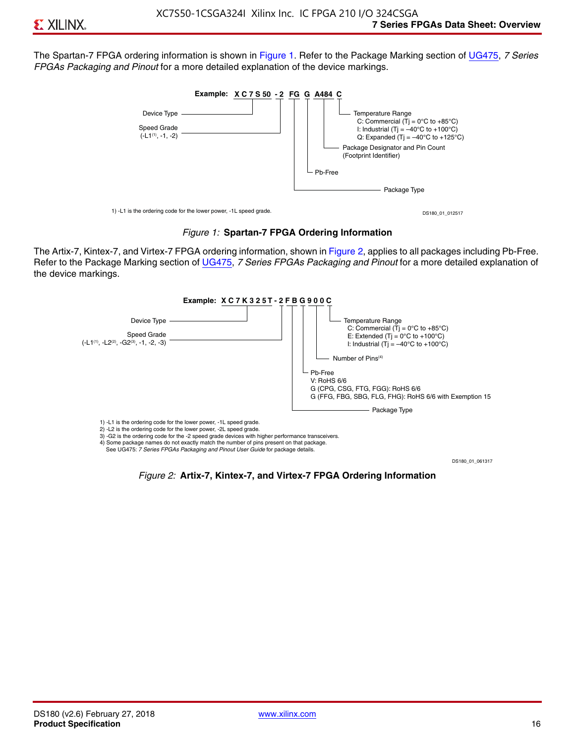The Spartan-7 FPGA ordering information is shown in Figure 1. Refer to the Package Marking section of UG475, *7 Series FPGAs Packaging and Pinout* for a more detailed explanation of the device markings.

**Example: XC7S50 -2 FG G A484 C**

- Device Type: XC7S50
- Speed Grade (-L1[1], -1, -2): -2
- Package Type: FG
- Pb-Free: G
- Package Designator and Pin Count (Footprint Identifier): A484
- Temperature Range: C
  - C: Commercial (Tj = 0°C to +85°C)
  - I: Industrial (Tj = –40°C to +100°C)
  - Q: Expanded (Tj = –40°C to +125°C)

1) -L1 is the ordering code for the lower power, -1L speed grade.

DS180_01_012517

*Figure 1:* **Spartan-7 FPGA Ordering Information**

The Artix-7, Kintex-7, and Virtex-7 FPGA ordering information, shown in Figure 2, applies to all packages including Pb-Free. Refer to the Package Marking section of UG475, *7 Series FPGAs Packaging and Pinout* for a more detailed explanation of the device markings.

**Example: XC7K325T-2FBG900C**

- Device Type: XC7K325T
- Speed Grade (-L1[1], -L2[2], -G2[3], -1, -2, -3): -2
- Package Type: FB
- Pb-Free: G
  - V: RoHS 6/6
  - G (CPG, CSG, FTG, FGG): RoHS 6/6
  - G (FFG, FBG, SBG, FLG, FHG): RoHS 6/6 with Exemption 15
- Number of Pins[4]: 900
- Temperature Range: C
  - C: Commercial (Tj = 0°C to +85°C)
  - E: Extended (Tj = 0°C to +100°C)
  - I: Industrial (Tj = –40°C to +100°C)

1) -L1 is the ordering code for the lower power, -1L speed grade.
2) -L2 is the ordering code for the lower power, -2L speed grade.
3) -G2 is the ordering code for the -2 speed grade devices with higher performance transceivers.
4) Some package names do not exactly match the number of pins present on that package. See UG475: *7 Series FPGAs Packaging and Pinout User Guide* for package details.

DS180_01_061317

*Figure 2:* **Artix-7, Kintex-7, and Virtex-7 FPGA Ordering Information**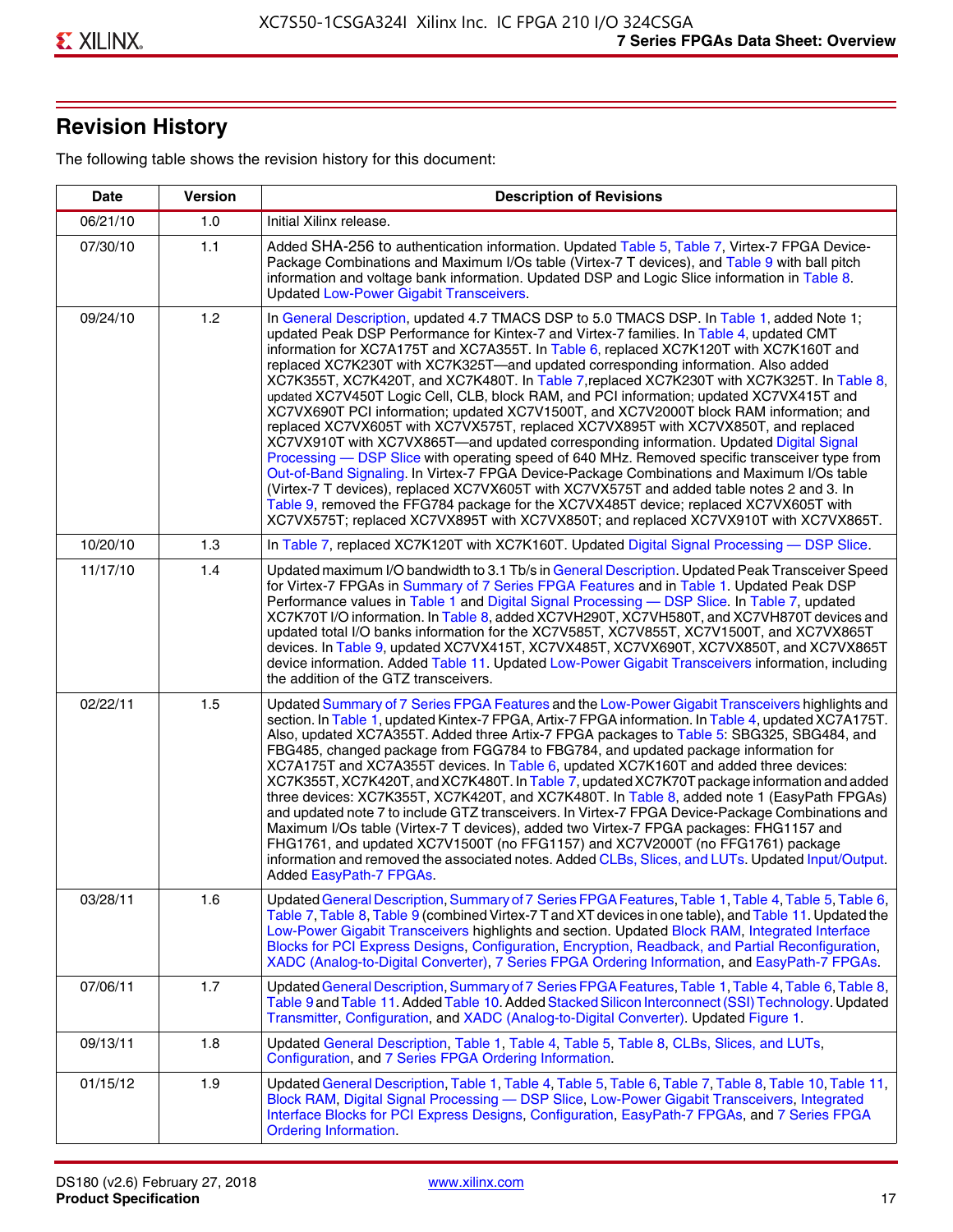## Revision History

The following table shows the revision history for this document:

| Date | Version | Description of Revisions |
|---|---|---|
| 06/21/10 | 1.0 | Initial Xilinx release. |
| 07/30/10 | 1.1 | Added SHA-256 to authentication information. Updated Table 5, Table 7, Virtex-7 FPGA Device-Package Combinations and Maximum I/Os table (Virtex-7 T devices), and Table 9 with ball pitch information and voltage bank information. Updated DSP and Logic Slice information in Table 8. Updated Low-Power Gigabit Transceivers. |
| 09/24/10 | 1.2 | In General Description, updated 4.7 TMACS DSP to 5.0 TMACS DSP. In Table 1, added Note 1; updated Peak DSP Performance for Kintex-7 and Virtex-7 families. In Table 4, updated CMT information for XC7A175T and XC7A355T. In Table 6, replaced XC7K120T with XC7K160T and replaced XC7K230T with XC7K325T—and updated corresponding information. Also added XC7K355T, XC7K420T, and XC7K480T. In Table 7,replaced XC7K230T with XC7K325T. In Table 8, updated XC7V450T Logic Cell, CLB, block RAM, and PCI information; updated XC7VX415T and XC7VX690T PCI information; updated XC7V1500T, and XC7V2000T block RAM information; and replaced XC7VX605T with XC7VX575T, replaced XC7VX895T with XC7VX850T, and replaced XC7VX910T with XC7VX865T—and updated corresponding information. Updated Digital Signal Processing — DSP Slice with operating speed of 640 MHz. Removed specific transceiver type from Out-of-Band Signaling. In Virtex-7 FPGA Device-Package Combinations and Maximum I/Os table (Virtex-7 T devices), replaced XC7VX605T with XC7VX575T and added table notes 2 and 3. In Table 9, removed the FFG784 package for the XC7VX485T device; replaced XC7VX605T with XC7VX575T; replaced XC7VX895T with XC7VX850T; and replaced XC7VX910T with XC7VX865T. |
| 10/20/10 | 1.3 | In Table 7, replaced XC7K120T with XC7K160T. Updated Digital Signal Processing — DSP Slice. |
| 11/17/10 | 1.4 | Updated maximum I/O bandwidth to 3.1 Tb/s in General Description. Updated Peak Transceiver Speed for Virtex-7 FPGAs in Summary of 7 Series FPGA Features and in Table 1. Updated Peak DSP Performance values in Table 1 and Digital Signal Processing — DSP Slice. In Table 7, updated XC7K70T I/O information. In Table 8, added XC7VH290T, XC7VH580T, and XC7VH870T devices and updated total I/O banks information for the XC7V585T, XC7V855T, XC7V1500T, and XC7VX865T devices. In Table 9, updated XC7VX415T, XC7VX485T, XC7VX690T, XC7VX850T, and XC7VX865T device information. Added Table 11. Updated Low-Power Gigabit Transceivers information, including the addition of the GTZ transceivers. |
| 02/22/11 | 1.5 | Updated Summary of 7 Series FPGA Features and the Low-Power Gigabit Transceivers highlights and section. In Table 1, updated Kintex-7 FPGA, Artix-7 FPGA information. In Table 4, updated XC7A175T. Also, updated XC7A355T. Added three Artix-7 FPGA packages to Table 5: SBG325, SBG484, and FBG485, changed package from FGG784 to FBG784, and updated package information for XC7A175T and XC7A355T devices. In Table 6, updated XC7K160T and added three devices: XC7K355T, XC7K420T, and XC7K480T. In Table 7, updated XC7K70T package information and added three devices: XC7K355T, XC7K420T, and XC7K480T. In Table 8, added note 1 (EasyPath FPGAs) and updated note 7 to include GTZ transceivers. In Virtex-7 FPGA Device-Package Combinations and Maximum I/Os table (Virtex-7 T devices), added two Virtex-7 FPGA packages: FHG1157 and FHG1761, and updated XC7V1500T (no FFG1157) and XC7V2000T (no FFG1761) package information and removed the associated notes. Added CLBs, Slices, and LUTs. Updated Input/Output. Added EasyPath-7 FPGAs. |
| 03/28/11 | 1.6 | Updated General Description, Summary of 7 Series FPGA Features, Table 1, Table 4, Table 5, Table 6, Table 7, Table 8, Table 9 (combined Virtex-7 T and XT devices in one table), and Table 11. Updated the Low-Power Gigabit Transceivers highlights and section. Updated Block RAM, Integrated Interface Blocks for PCI Express Designs, Configuration, Encryption, Readback, and Partial Reconfiguration, XADC (Analog-to-Digital Converter), 7 Series FPGA Ordering Information, and EasyPath-7 FPGAs. |
| 07/06/11 | 1.7 | Updated General Description, Summary of 7 Series FPGA Features, Table 1, Table 4, Table 6, Table 8, Table 9 and Table 11. Added Table 10. Added Stacked Silicon Interconnect (SSI) Technology. Updated Transmitter, Configuration, and XADC (Analog-to-Digital Converter). Updated Figure 1. |
| 09/13/11 | 1.8 | Updated General Description, Table 1, Table 4, Table 5, Table 8, CLBs, Slices, and LUTs, Configuration, and 7 Series FPGA Ordering Information. |
| 01/15/12 | 1.9 | Updated General Description, Table 1, Table 4, Table 5, Table 6, Table 7, Table 8, Table 10, Table 11, Block RAM, Digital Signal Processing — DSP Slice, Low-Power Gigabit Transceivers, Integrated Interface Blocks for PCI Express Designs, Configuration, EasyPath-7 FPGAs, and 7 Series FPGA Ordering Information. |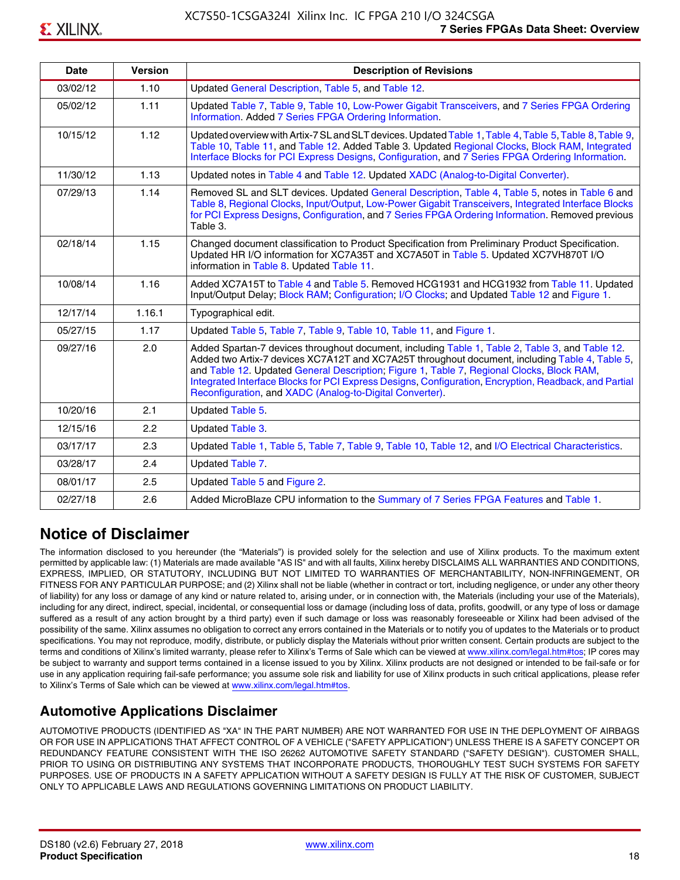| Date | Version | Description of Revisions |
|---|---|---|
| 03/02/12 | 1.10 | Updated General Description, Table 5, and Table 12. |
| 05/02/12 | 1.11 | Updated Table 7, Table 9, Table 10, Low-Power Gigabit Transceivers, and 7 Series FPGA Ordering Information. Added 7 Series FPGA Ordering Information. |
| 10/15/12 | 1.12 | Updated overview with Artix-7 SL and SLT devices. Updated Table 1, Table 4, Table 5, Table 8, Table 9, Table 10, Table 11, and Table 12. Added Table 3. Updated Regional Clocks, Block RAM, Integrated Interface Blocks for PCI Express Designs, Configuration, and 7 Series FPGA Ordering Information. |
| 11/30/12 | 1.13 | Updated notes in Table 4 and Table 12. Updated XADC (Analog-to-Digital Converter). |
| 07/29/13 | 1.14 | Removed SL and SLT devices. Updated General Description, Table 4, Table 5, notes in Table 6 and Table 8, Regional Clocks, Input/Output, Low-Power Gigabit Transceivers, Integrated Interface Blocks for PCI Express Designs, Configuration, and 7 Series FPGA Ordering Information. Removed previous Table 3. |
| 02/18/14 | 1.15 | Changed document classification to Product Specification from Preliminary Product Specification. Updated HR I/O information for XC7A35T and XC7A50T in Table 5. Updated XC7VH870T I/O information in Table 8. Updated Table 11. |
| 10/08/14 | 1.16 | Added XC7A15T to Table 4 and Table 5. Removed HCG1931 and HCG1932 from Table 11. Updated Input/Output Delay; Block RAM; Configuration; I/O Clocks; and Updated Table 12 and Figure 1. |
| 12/17/14 | 1.16.1 | Typographical edit. |
| 05/27/15 | 1.17 | Updated Table 5, Table 7, Table 9, Table 10, Table 11, and Figure 1. |
| 09/27/16 | 2.0 | Added Spartan-7 devices throughout document, including Table 1, Table 2, Table 3, and Table 12. Added two Artix-7 devices XC7A12T and XC7A25T throughout document, including Table 4, Table 5, and Table 12. Updated General Description; Figure 1, Table 7, Regional Clocks, Block RAM, Integrated Interface Blocks for PCI Express Designs, Configuration, Encryption, Readback, and Partial Reconfiguration, and XADC (Analog-to-Digital Converter). |
| 10/20/16 | 2.1 | Updated Table 5. |
| 12/15/16 | 2.2 | Updated Table 3. |
| 03/17/17 | 2.3 | Updated Table 1, Table 5, Table 7, Table 9, Table 10, Table 12, and I/O Electrical Characteristics. |
| 03/28/17 | 2.4 | Updated Table 7. |
| 08/01/17 | 2.5 | Updated Table 5 and Figure 2. |
| 02/27/18 | 2.6 | Added MicroBlaze CPU information to the Summary of 7 Series FPGA Features and Table 1. |

## Notice of Disclaimer

The information disclosed to you hereunder (the "Materials") is provided solely for the selection and use of Xilinx products. To the maximum extent permitted by applicable law: (1) Materials are made available "AS IS" and with all faults, Xilinx hereby DISCLAIMS ALL WARRANTIES AND CONDITIONS, EXPRESS, IMPLIED, OR STATUTORY, INCLUDING BUT NOT LIMITED TO WARRANTIES OF MERCHANTABILITY, NON-INFRINGEMENT, OR FITNESS FOR ANY PARTICULAR PURPOSE; and (2) Xilinx shall not be liable (whether in contract or tort, including negligence, or under any other theory of liability) for any loss or damage of any kind or nature related to, arising under, or in connection with, the Materials (including your use of the Materials), including for any direct, indirect, special, incidental, or consequential loss or damage (including loss of data, profits, goodwill, or any type of loss or damage suffered as a result of any action brought by a third party) even if such damage or loss was reasonably foreseeable or Xilinx had been advised of the possibility of the same. Xilinx assumes no obligation to correct any errors contained in the Materials or to notify you of updates to the Materials or to product specifications. You may not reproduce, modify, distribute, or publicly display the Materials without prior written consent. Certain products are subject to the terms and conditions of Xilinx's limited warranty, please refer to Xilinx's Terms of Sale which can be viewed at www.xilinx.com/legal.htm#tos; IP cores may be subject to warranty and support terms contained in a license issued to you by Xilinx. Xilinx products are not designed or intended to be fail-safe or for use in any application requiring fail-safe performance; you assume sole risk and liability for use of Xilinx products in such critical applications, please refer to Xilinx's Terms of Sale which can be viewed at www.xilinx.com/legal.htm#tos.

## Automotive Applications Disclaimer

AUTOMOTIVE PRODUCTS (IDENTIFIED AS "XA" IN THE PART NUMBER) ARE NOT WARRANTED FOR USE IN THE DEPLOYMENT OF AIRBAGS OR FOR USE IN APPLICATIONS THAT AFFECT CONTROL OF A VEHICLE ("SAFETY APPLICATION") UNLESS THERE IS A SAFETY CONCEPT OR REDUNDANCY FEATURE CONSISTENT WITH THE ISO 26262 AUTOMOTIVE SAFETY STANDARD ("SAFETY DESIGN"). CUSTOMER SHALL, PRIOR TO USING OR DISTRIBUTING ANY SYSTEMS THAT INCORPORATE PRODUCTS, THOROUGHLY TEST SUCH SYSTEMS FOR SAFETY PURPOSES. USE OF PRODUCTS IN A SAFETY APPLICATION WITHOUT A SAFETY DESIGN IS FULLY AT THE RISK OF CUSTOMER, SUBJECT ONLY TO APPLICABLE LAWS AND REGULATIONS GOVERNING LIMITATIONS ON PRODUCT LIABILITY.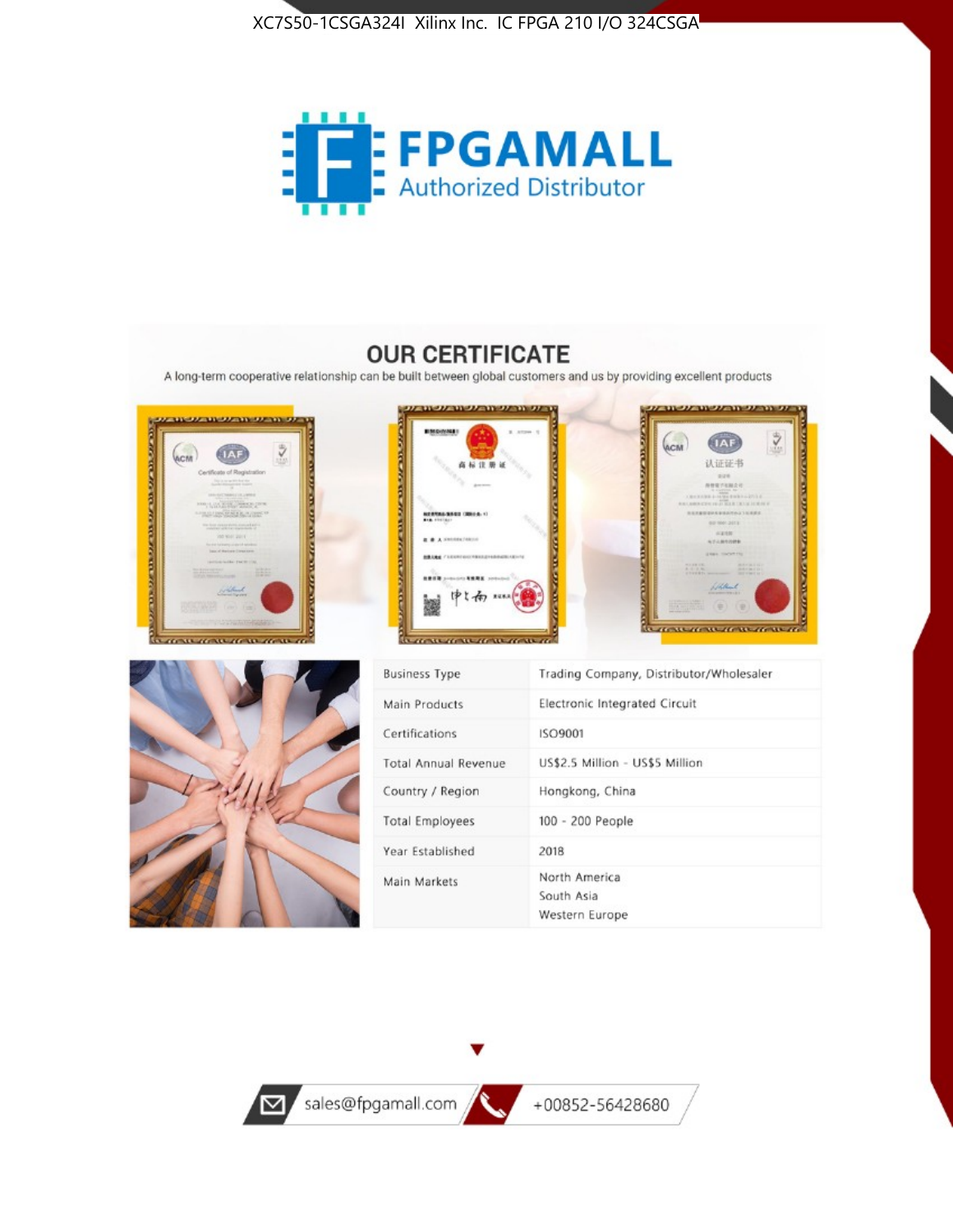FPGAMALL
Authorized Distributor

## OUR CERTIFICATE

A long-term cooperative relationship can be built between global customers and us by providing excellent products

| | |
|---|---|
| Business Type | Trading Company, Distributor/Wholesaler |
| Main Products | Electronic Integrated Circuit |
| Certifications | ISO9001 |
| Total Annual Revenue | US$2.5 Million - US$5 Million |
| Country / Region | Hongkong, China |
| Total Employees | 100 - 200 People |
| Year Established | 2018 |
| Main Markets | North America<br>South Asia<br>Western Europe |

sales@fpgamall.com +00852-56428680